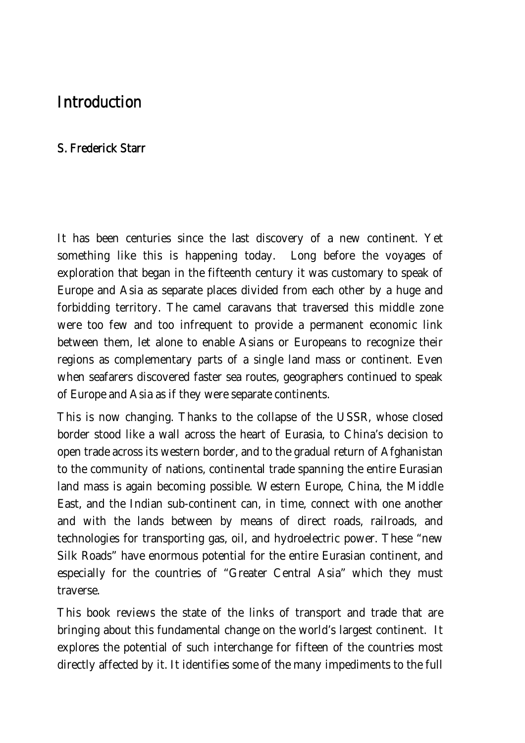# Introduction

**S. Frederick Starr**

It has been centuries since the last discovery of a new continent. Yet something like this is happening today. Long before the voyages of exploration that began in the fifteenth century it was customary to speak of Europe and Asia as separate places divided from each other by a huge and forbidding territory. The camel caravans that traversed this middle zone were too few and too infrequent to provide a permanent economic link between them, let alone to enable Asians or Europeans to recognize their regions as complementary parts of a single land mass or continent. Even when seafarers discovered faster sea routes, geographers continued to speak of Europe and Asia as if they were separate continents.

This is now changing. Thanks to the collapse of the USSR, whose closed border stood like a wall across the heart of Eurasia, to China's decision to open trade across its western border, and to the gradual return of Afghanistan to the community of nations, continental trade spanning the entire Eurasian land mass is again becoming possible. Western Europe, China, the Middle East, and the Indian sub-continent can, in time, connect with one another and with the lands between by means of direct roads, railroads, and technologies for transporting gas, oil, and hydroelectric power. These "new Silk Roads" have enormous potential for the entire Eurasian continent, and especially for the countries of "Greater Central Asia" which they must traverse.

This book reviews the state of the links of transport and trade that are bringing about this fundamental change on the world's largest continent. It explores the potential of such interchange for fifteen of the countries most directly affected by it. It identifies some of the many impediments to the full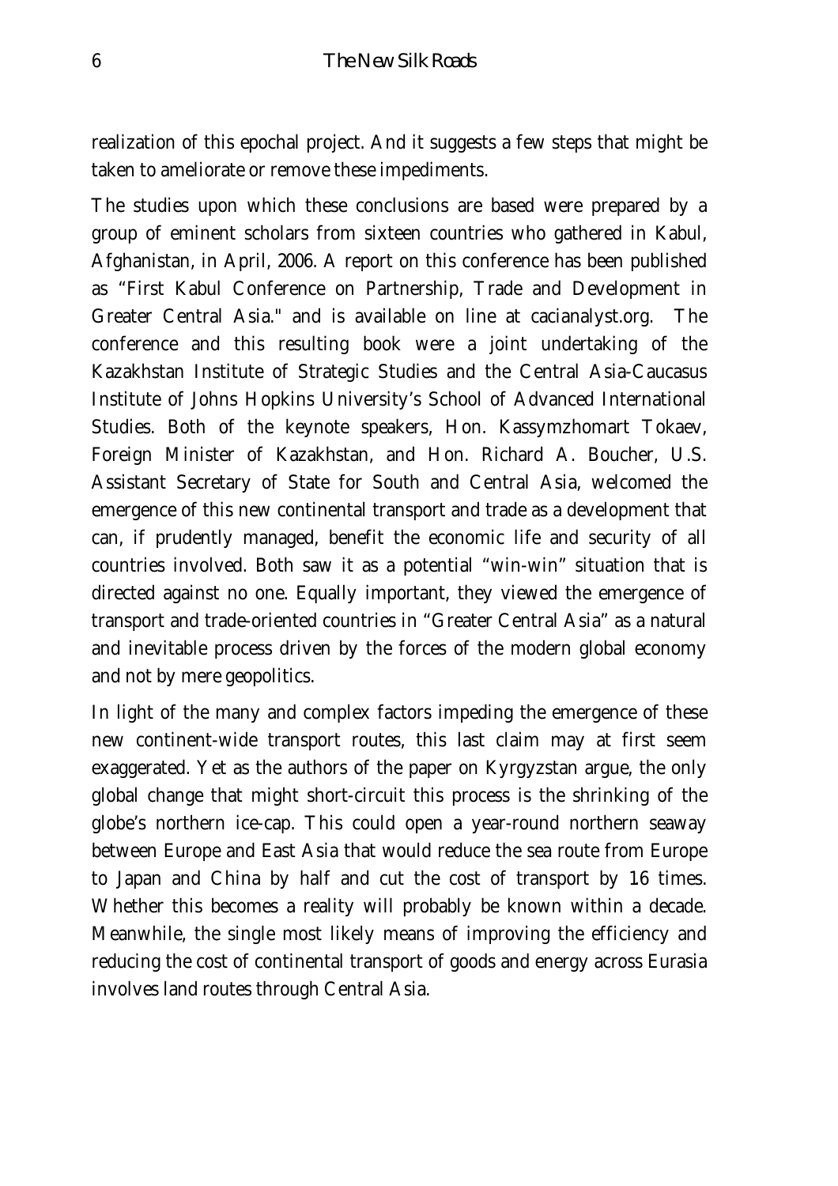realization of this epochal project. And it suggests a few steps that might be taken to ameliorate or remove these impediments.

The studies upon which these conclusions are based were prepared by a group of eminent scholars from sixteen countries who gathered in Kabul, Afghanistan, in April, 2006. A report on this conference has been published as "First Kabul Conference on Partnership, Trade and Development in Greater Central Asia." and is available on line at cacianalyst.org. The conference and this resulting book were a joint undertaking of the Kazakhstan Institute of Strategic Studies and the Central Asia-Caucasus Institute of Johns Hopkins University's School of Advanced International Studies. Both of the keynote speakers, Hon. Kassymzhomart Tokaev, Foreign Minister of Kazakhstan, and Hon. Richard A. Boucher, U.S. Assistant Secretary of State for South and Central Asia, welcomed the emergence of this new continental transport and trade as a development that can, if prudently managed, benefit the economic life and security of all countries involved. Both saw it as a potential "win-win" situation that is directed against no one. Equally important, they viewed the emergence of transport and trade-oriented countries in "Greater Central Asia" as a natural and inevitable process driven by the forces of the modern global economy and not by mere geopolitics.

In light of the many and complex factors impeding the emergence of these new continent-wide transport routes, this last claim may at first seem exaggerated. Yet as the authors of the paper on Kyrgyzstan argue, the only global change that might short-circuit this process is the shrinking of the globe's northern ice-cap. This could open a year-round northern seaway between Europe and East Asia that would reduce the sea route from Europe to Japan and China by half and cut the cost of transport by 1.6 times. Whether this becomes a reality will probably be known within a decade. Meanwhile, the single most likely means of improving the efficiency and reducing the cost of continental transport of goods and energy across Eurasia involves land routes through Central Asia.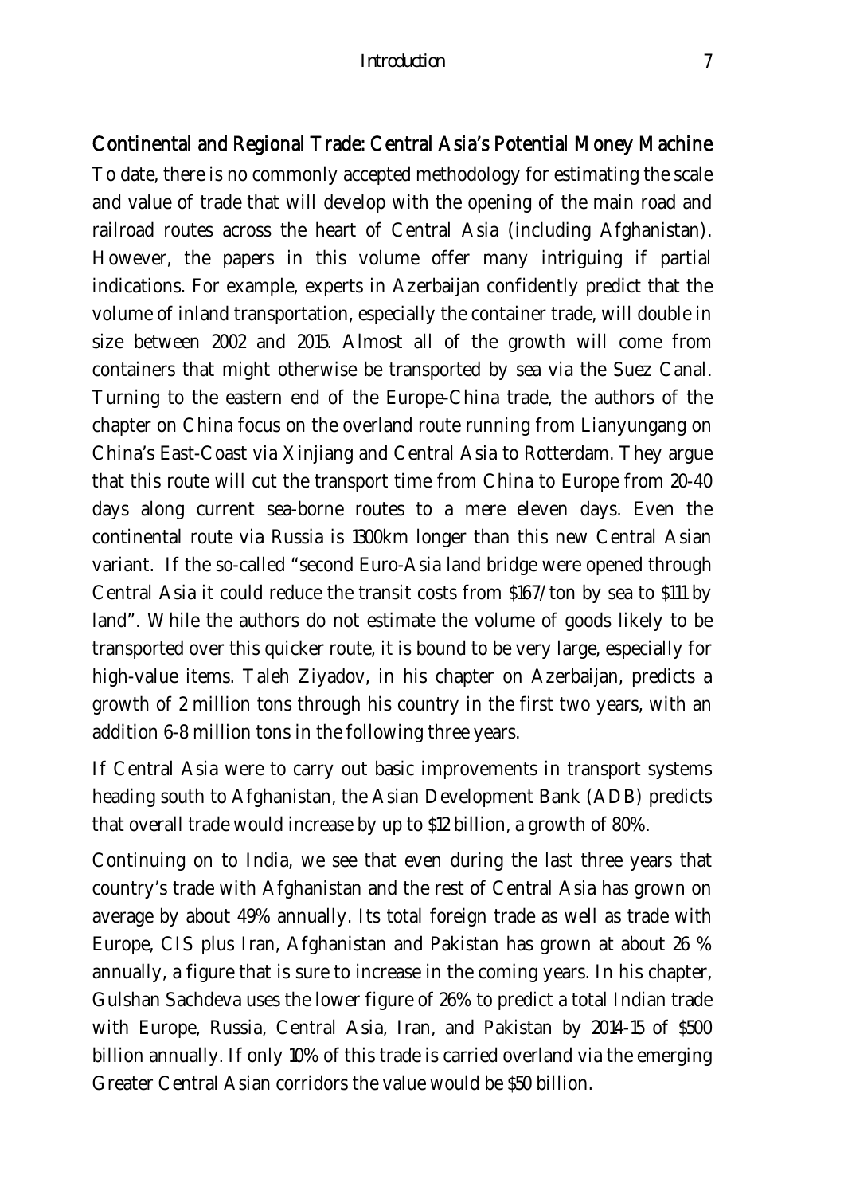## Continental and Regional Trade: Central Asia's Potential Money Machine

To date, there is no commonly accepted methodology for estimating the scale and value of trade that will develop with the opening of the main road and railroad routes across the heart of Central Asia (including Afghanistan). However, the papers in this volume offer many intriguing if partial indications. For example, experts in Azerbaijan confidently predict that the volume of inland transportation, especially the container trade, will double in size between 2002 and 2015. Almost all of the growth will come from containers that might otherwise be transported by sea via the Suez Canal. Turning to the eastern end of the Europe-China trade, the authors of the chapter on China focus on the overland route running from Lianyungang on China's East-Coast via Xinjiang and Central Asia to Rotterdam. They argue that this route will cut the transport time from China to Europe from 20-40 days along current sea-borne routes to a mere eleven days. Even the continental route via Russia is 1300km longer than this new Central Asian variant. If the so-called "second Euro-Asia land bridge were opened through Central Asia it could reduce the transit costs from $167/ton by sea to $111 by land". While the authors do not estimate the volume of goods likely to be transported over this quicker route, it is bound to be very large, especially for high-value items. Taleh Ziyadov, in his chapter on Azerbaijan, predicts a growth of 2 million tons through his country in the first two years, with an addition 6-8 million tons in the following three years.

If Central Asia were to carry out basic improvements in transport systems heading south to Afghanistan, the Asian Development Bank (ADB) predicts that overall trade would increase by up to $12 billion, a growth of 80%.

Continuing on to India, we see that even during the last three years that country's trade with Afghanistan and the rest of Central Asia has grown on average by about 49% annually. Its total foreign trade as well as trade with Europe, CIS plus Iran, Afghanistan and Pakistan has grown at about 26 % annually, a figure that is sure to increase in the coming years. In his chapter, Gulshan Sachdeva uses the lower figure of 26% to predict a total Indian trade with Europe, Russia, Central Asia, Iran, and Pakistan by 2014-15 of $500 billion annually. If only 10% of this trade is carried overland via the emerging Greater Central Asian corridors the value would be $50 billion.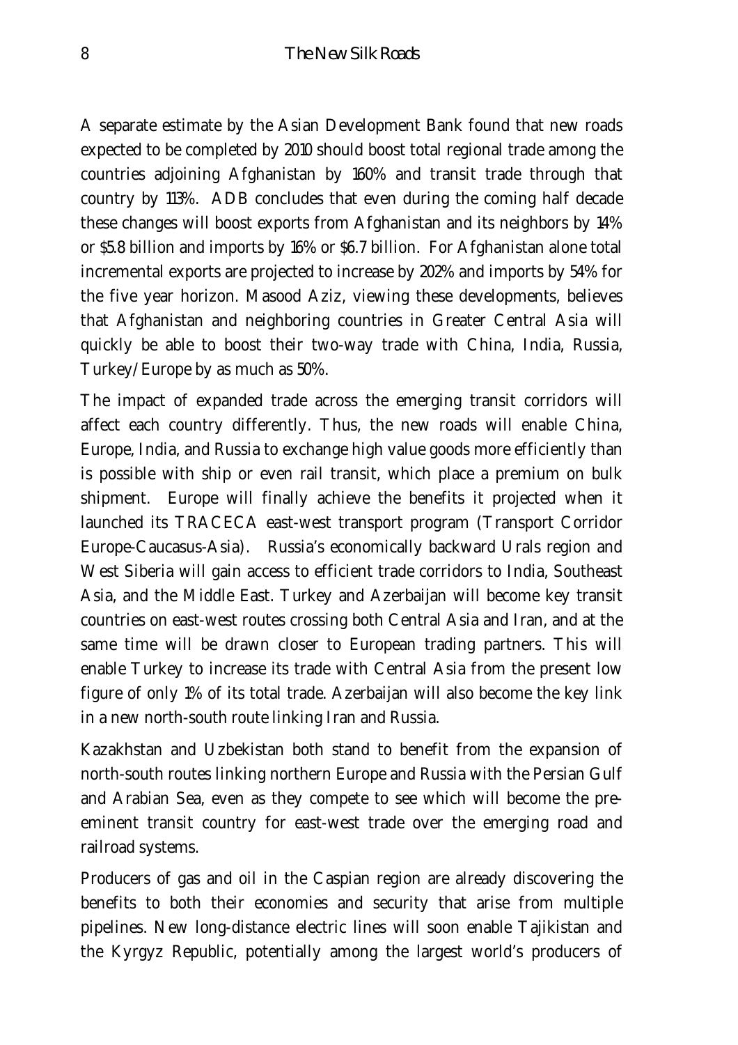A separate estimate by the Asian Development Bank found that new roads expected to be completed by 2010 should boost total regional trade among the countries adjoining Afghanistan by 160% and transit trade through that country by 113%. ADB concludes that even during the coming half decade these changes will boost exports from Afghanistan and its neighbors by 14% or $5.8 billion and imports by 16% or $6.7 billion. For Afghanistan alone total incremental exports are projected to increase by 202% and imports by 54% for the five year horizon. Masood Aziz, viewing these developments, believes that Afghanistan and neighboring countries in Greater Central Asia will quickly be able to boost their two-way trade with China, India, Russia, Turkey/Europe by as much as 50%.

The impact of expanded trade across the emerging transit corridors will affect each country differently. Thus, the new roads will enable China, Europe, India, and Russia to exchange high value goods more efficiently than is possible with ship or even rail transit, which place a premium on bulk shipment. Europe will finally achieve the benefits it projected when it launched its TRACECA east-west transport program (Transport Corridor Europe-Caucasus-Asia). Russia's economically backward Urals region and West Siberia will gain access to efficient trade corridors to India, Southeast Asia, and the Middle East. Turkey and Azerbaijan will become key transit countries on east-west routes crossing both Central Asia and Iran, and at the same time will be drawn closer to European trading partners. This will enable Turkey to increase its trade with Central Asia from the present low figure of only 1% of its total trade. Azerbaijan will also become the key link in a new north-south route linking Iran and Russia.

Kazakhstan and Uzbekistan both stand to benefit from the expansion of north-south routes linking northern Europe and Russia with the Persian Gulf and Arabian Sea, even as they compete to see which will become the pre-eminent transit country for east-west trade over the emerging road and railroad systems.

Producers of gas and oil in the Caspian region are already discovering the benefits to both their economies and security that arise from multiple pipelines. New long-distance electric lines will soon enable Tajikistan and the Kyrgyz Republic, potentially among the largest world's producers of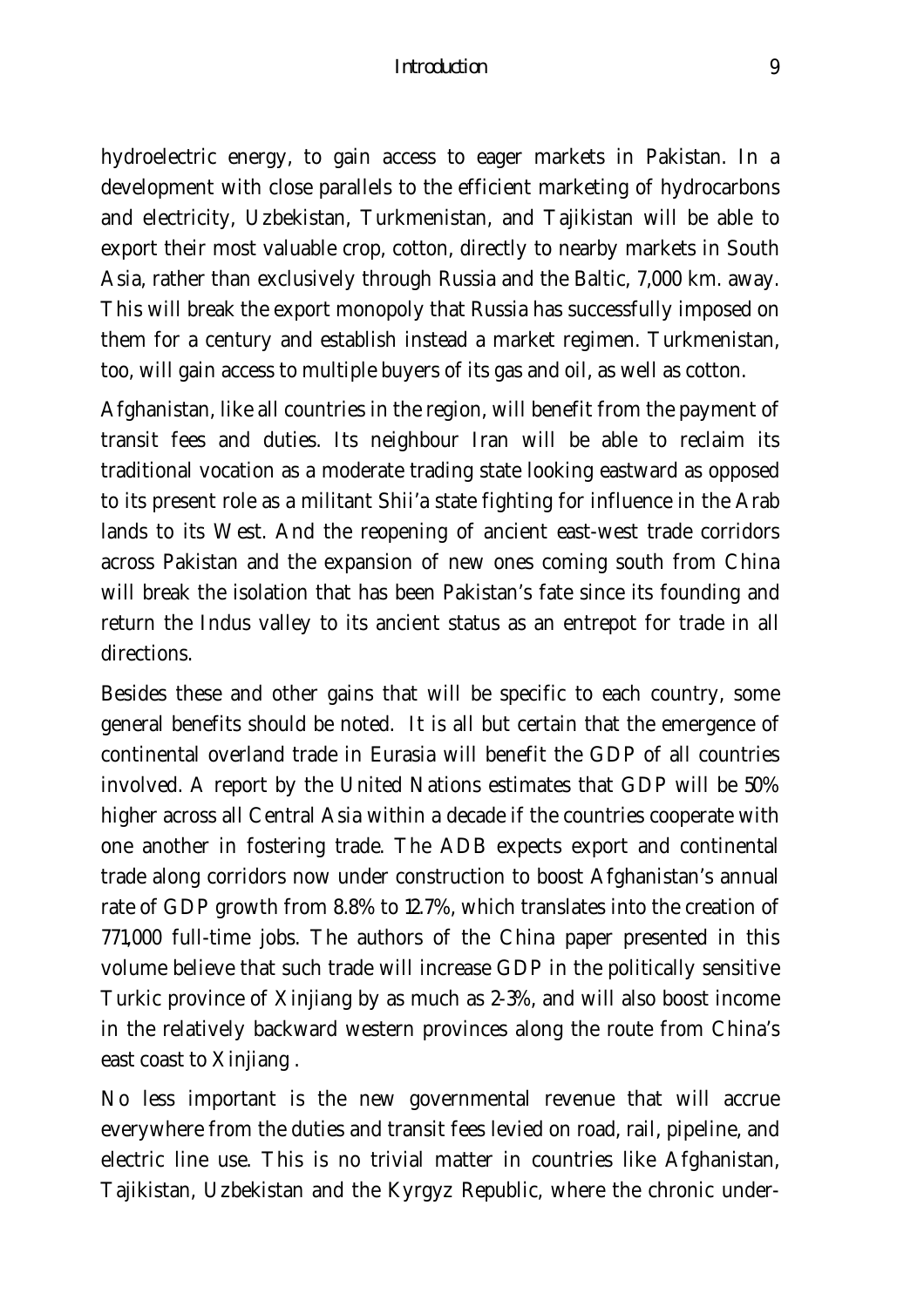hydroelectric energy, to gain access to eager markets in Pakistan. In a development with close parallels to the efficient marketing of hydrocarbons and electricity, Uzbekistan, Turkmenistan, and Tajikistan will be able to export their most valuable crop, cotton, directly to nearby markets in South Asia, rather than exclusively through Russia and the Baltic, 7,000 km. away. This will break the export monopoly that Russia has successfully imposed on them for a century and establish instead a market regimen. Turkmenistan, too, will gain access to multiple buyers of its gas and oil, as well as cotton.

Afghanistan, like all countries in the region, will benefit from the payment of transit fees and duties. Its neighbour Iran will be able to reclaim its traditional vocation as a moderate trading state looking eastward as opposed to its present role as a militant Shii'a state fighting for influence in the Arab lands to its West. And the reopening of ancient east-west trade corridors across Pakistan and the expansion of new ones coming south from China will break the isolation that has been Pakistan's fate since its founding and return the Indus valley to its ancient status as an entrepot for trade in all directions.

Besides these and other gains that will be specific to each country, some general benefits should be noted. It is all but certain that the emergence of continental overland trade in Eurasia will benefit the GDP of all countries involved. A report by the United Nations estimates that GDP will be 50% higher across all Central Asia within a decade if the countries cooperate with one another in fostering trade. The ADB expects export and continental trade along corridors now under construction to boost Afghanistan's annual rate of GDP growth from 8.8% to 12.7%, which translates into the creation of 771,000 full-time jobs. The authors of the China paper presented in this volume believe that such trade will increase GDP in the politically sensitive Turkic province of Xinjiang by as much as 2-3%, and will also boost income in the relatively backward western provinces along the route from China's east coast to Xinjiang .

No less important is the new governmental revenue that will accrue everywhere from the duties and transit fees levied on road, rail, pipeline, and electric line use. This is no trivial matter in countries like Afghanistan, Tajikistan, Uzbekistan and the Kyrgyz Republic, where the chronic under-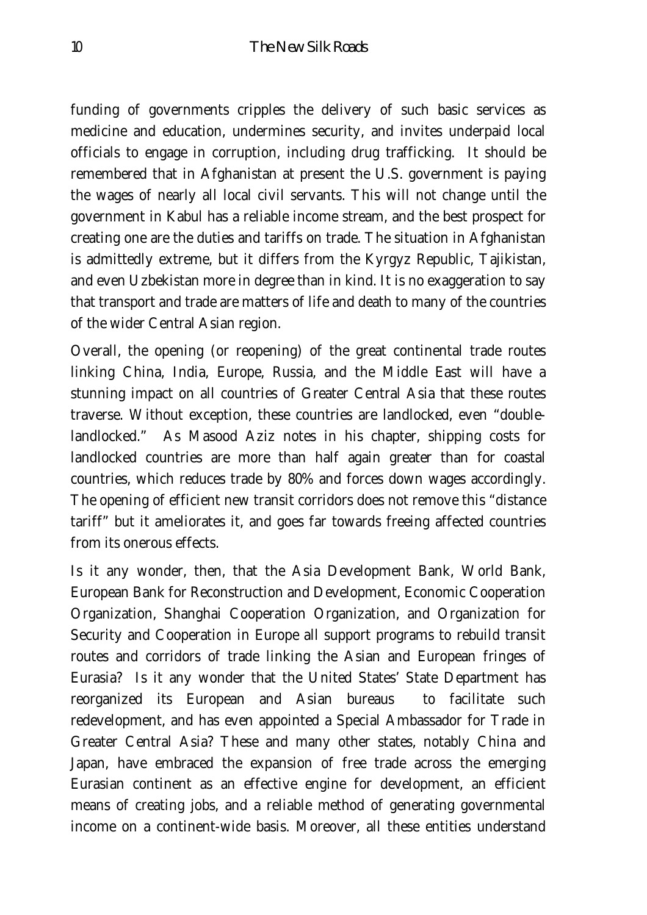funding of governments cripples the delivery of such basic services as medicine and education, undermines security, and invites underpaid local officials to engage in corruption, including drug trafficking. It should be remembered that in Afghanistan at present the U.S. government is paying the wages of nearly all local civil servants. This will not change until the government in Kabul has a reliable income stream, and the best prospect for creating one are the duties and tariffs on trade. The situation in Afghanistan is admittedly extreme, but it differs from the Kyrgyz Republic, Tajikistan, and even Uzbekistan more in degree than in kind. It is no exaggeration to say that transport and trade are matters of life and death to many of the countries of the wider Central Asian region.

Overall, the opening (or reopening) of the great continental trade routes linking China, India, Europe, Russia, and the Middle East will have a stunning impact on all countries of Greater Central Asia that these routes traverse. Without exception, these countries are landlocked, even "double-landlocked." As Masood Aziz notes in his chapter, shipping costs for landlocked countries are more than half again greater than for coastal countries, which reduces trade by 80% and forces down wages accordingly. The opening of efficient new transit corridors does not remove this "distance tariff" but it ameliorates it, and goes far towards freeing affected countries from its onerous effects.

Is it any wonder, then, that the Asia Development Bank, World Bank, European Bank for Reconstruction and Development, Economic Cooperation Organization, Shanghai Cooperation Organization, and Organization for Security and Cooperation in Europe all support programs to rebuild transit routes and corridors of trade linking the Asian and European fringes of Eurasia? Is it any wonder that the United States' State Department has reorganized its European and Asian bureaus to facilitate such redevelopment, and has even appointed a Special Ambassador for Trade in Greater Central Asia? These and many other states, notably China and Japan, have embraced the expansion of free trade across the emerging Eurasian continent as an effective engine for development, an efficient means of creating jobs, and a reliable method of generating governmental income on a continent-wide basis. Moreover, all these entities understand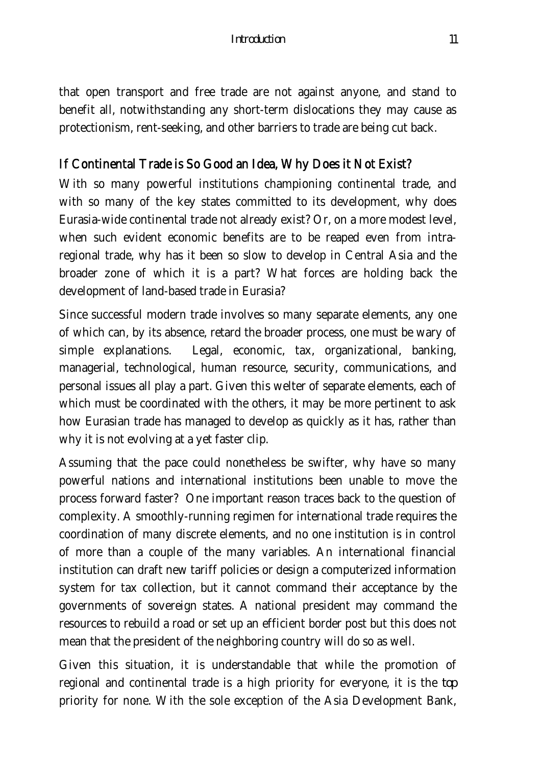that open transport and free trade are not against anyone, and stand to benefit all, notwithstanding any short-term dislocations they may cause as protectionism, rent-seeking, and other barriers to trade are being cut back.

## If Continental Trade is So Good an Idea, Why Does it Not Exist?

With so many powerful institutions championing continental trade, and with so many of the key states committed to its development, why does Eurasia-wide continental trade not already exist? Or, on a more modest level, when such evident economic benefits are to be reaped even from intra-regional trade, why has it been so slow to develop in Central Asia and the broader zone of which it is a part? What forces are holding back the development of land-based trade in Eurasia?

Since successful modern trade involves so many separate elements, any one of which can, by its absence, retard the broader process, one must be wary of simple explanations. Legal, economic, tax, organizational, banking, managerial, technological, human resource, security, communications, and personal issues all play a part. Given this welter of separate elements, each of which must be coordinated with the others, it may be more pertinent to ask how Eurasian trade has managed to develop as quickly as it has, rather than why it is not evolving at a yet faster clip.

Assuming that the pace could nonetheless be swifter, why have so many powerful nations and international institutions been unable to move the process forward faster? One important reason traces back to the question of complexity. A smoothly-running regimen for international trade requires the coordination of many discrete elements, and no one institution is in control of more than a couple of the many variables. An international financial institution can draft new tariff policies or design a computerized information system for tax collection, but it cannot command their acceptance by the governments of sovereign states. A national president may command the resources to rebuild a road or set up an efficient border post but this does not mean that the president of the neighboring country will do so as well.

Given this situation, it is understandable that while the promotion of regional and continental trade is a high priority for everyone, it is the *top* priority for none. With the sole exception of the Asia Development Bank,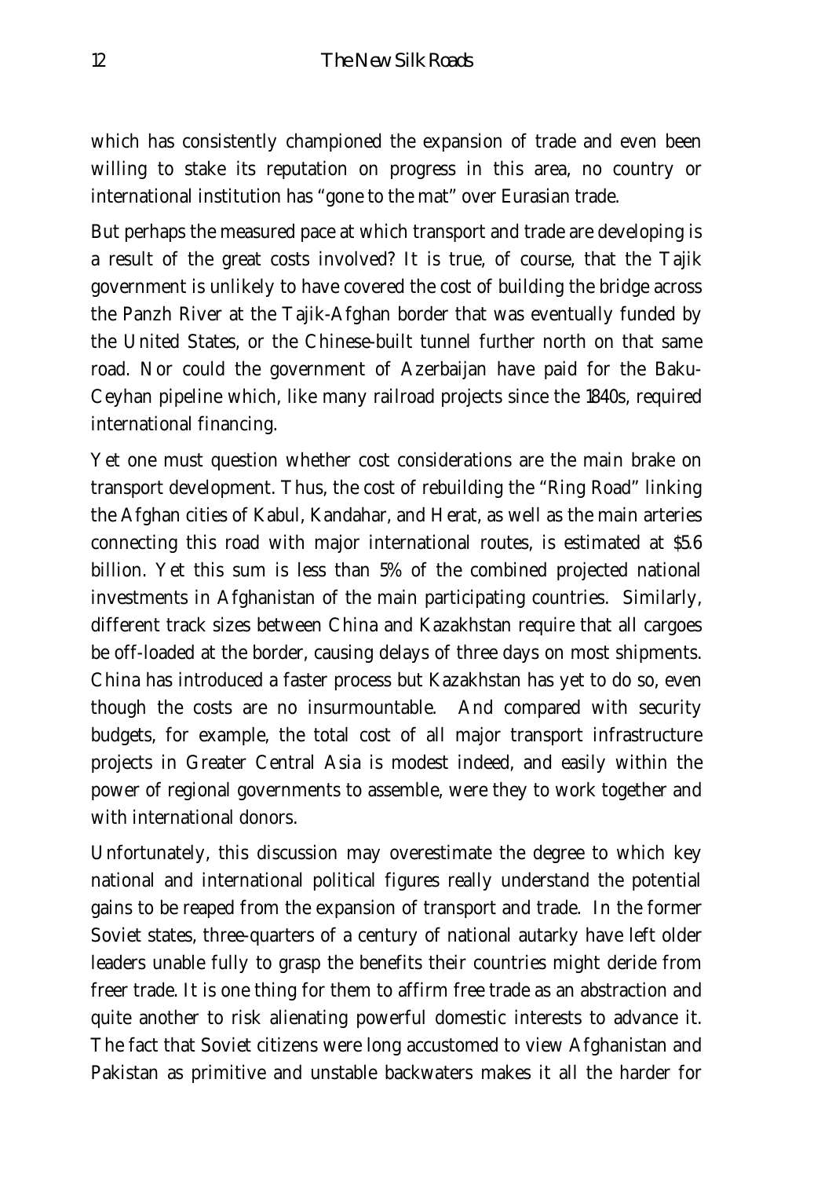which has consistently championed the expansion of trade and even been willing to stake its reputation on progress in this area, no country or international institution has "gone to the mat" over Eurasian trade.

But perhaps the measured pace at which transport and trade are developing is a result of the great costs involved? It is true, of course, that the Tajik government is unlikely to have covered the cost of building the bridge across the Panzh River at the Tajik-Afghan border that was eventually funded by the United States, or the Chinese-built tunnel further north on that same road. Nor could the government of Azerbaijan have paid for the Baku-Ceyhan pipeline which, like many railroad projects since the 1840s, required international financing.

Yet one must question whether cost considerations are the main brake on transport development. Thus, the cost of rebuilding the "Ring Road" linking the Afghan cities of Kabul, Kandahar, and Herat, as well as the main arteries connecting this road with major international routes, is estimated at $5.6 billion. Yet this sum is less than 5% of the combined projected national investments in Afghanistan of the main participating countries. Similarly, different track sizes between China and Kazakhstan require that all cargoes be off-loaded at the border, causing delays of three days on most shipments. China has introduced a faster process but Kazakhstan has yet to do so, even though the costs are no insurmountable. And compared with security budgets, for example, the total cost of all major transport infrastructure projects in Greater Central Asia is modest indeed, and easily within the power of regional governments to assemble, were they to work together and with international donors.

Unfortunately, this discussion may overestimate the degree to which key national and international political figures really understand the potential gains to be reaped from the expansion of transport and trade. In the former Soviet states, three-quarters of a century of national autarky have left older leaders unable fully to grasp the benefits their countries might deride from freer trade. It is one thing for them to affirm free trade as an abstraction and quite another to risk alienating powerful domestic interests to advance it. The fact that Soviet citizens were long accustomed to view Afghanistan and Pakistan as primitive and unstable backwaters makes it all the harder for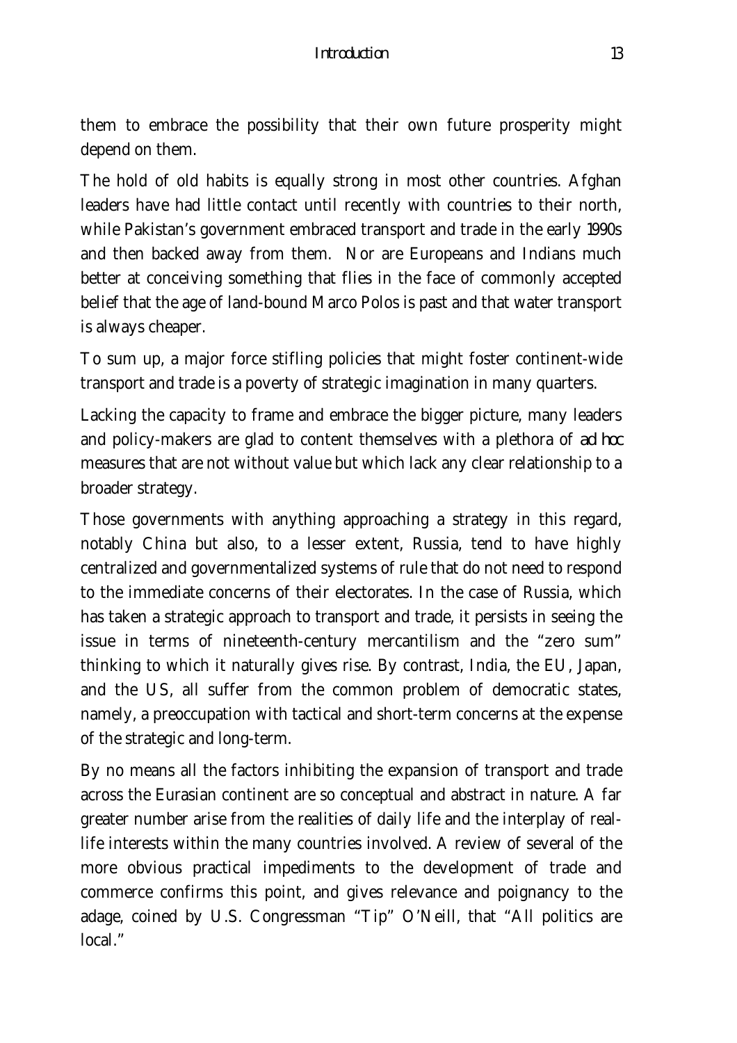them to embrace the possibility that their own future prosperity might depend on them.

The hold of old habits is equally strong in most other countries. Afghan leaders have had little contact until recently with countries to their north, while Pakistan's government embraced transport and trade in the early 1990s and then backed away from them. Nor are Europeans and Indians much better at conceiving something that flies in the face of commonly accepted belief that the age of land-bound Marco Polos is past and that water transport is always cheaper.

To sum up, a major force stifling policies that might foster continent-wide transport and trade is a poverty of strategic imagination in many quarters.

Lacking the capacity to frame and embrace the bigger picture, many leaders and policy-makers are glad to content themselves with a plethora of *ad hoc* measures that are not without value but which lack any clear relationship to a broader strategy.

Those governments with anything approaching a strategy in this regard, notably China but also, to a lesser extent, Russia, tend to have highly centralized and governmentalized systems of rule that do not need to respond to the immediate concerns of their electorates. In the case of Russia, which has taken a strategic approach to transport and trade, it persists in seeing the issue in terms of nineteenth-century mercantilism and the "zero sum" thinking to which it naturally gives rise. By contrast, India, the EU, Japan, and the US, all suffer from the common problem of democratic states, namely, a preoccupation with tactical and short-term concerns at the expense of the strategic and long-term.

By no means all the factors inhibiting the expansion of transport and trade across the Eurasian continent are so conceptual and abstract in nature. A far greater number arise from the realities of daily life and the interplay of real-life interests within the many countries involved. A review of several of the more obvious practical impediments to the development of trade and commerce confirms this point, and gives relevance and poignancy to the adage, coined by U.S. Congressman "Tip" O'Neill, that "All politics are local."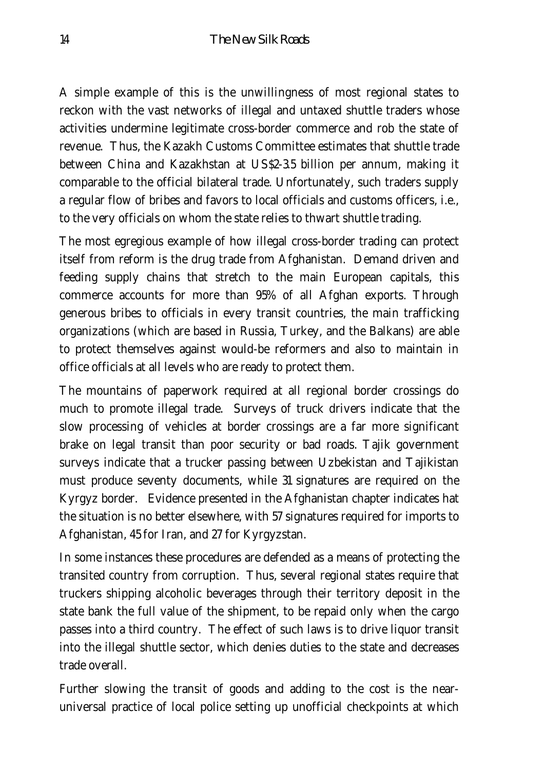A simple example of this is the unwillingness of most regional states to reckon with the vast networks of illegal and untaxed shuttle traders whose activities undermine legitimate cross-border commerce and rob the state of revenue. Thus, the Kazakh Customs Committee estimates that shuttle trade between China and Kazakhstan at US$2-3.5 billion per annum, making it comparable to the official bilateral trade. Unfortunately, such traders supply a regular flow of bribes and favors to local officials and customs officers, i.e., to the very officials on whom the state relies to thwart shuttle trading.

The most egregious example of how illegal cross-border trading can protect itself from reform is the drug trade from Afghanistan. Demand driven and feeding supply chains that stretch to the main European capitals, this commerce accounts for more than 95% of all Afghan exports. Through generous bribes to officials in every transit countries, the main trafficking organizations (which are based in Russia, Turkey, and the Balkans) are able to protect themselves against would-be reformers and also to maintain in office officials at all levels who are ready to protect them.

The mountains of paperwork required at all regional border crossings do much to promote illegal trade. Surveys of truck drivers indicate that the slow processing of vehicles at border crossings are a far more significant brake on legal transit than poor security or bad roads. Tajik government surveys indicate that a trucker passing between Uzbekistan and Tajikistan must produce seventy documents, while 31 signatures are required on the Kyrgyz border. Evidence presented in the Afghanistan chapter indicates hat the situation is no better elsewhere, with 57 signatures required for imports to Afghanistan, 45 for Iran, and 27 for Kyrgyzstan.

In some instances these procedures are defended as a means of protecting the transited country from corruption. Thus, several regional states require that truckers shipping alcoholic beverages through their territory deposit in the state bank the full value of the shipment, to be repaid only when the cargo passes into a third country. The effect of such laws is to drive liquor transit into the illegal shuttle sector, which denies duties to the state and decreases trade overall.

Further slowing the transit of goods and adding to the cost is the near-universal practice of local police setting up unofficial checkpoints at which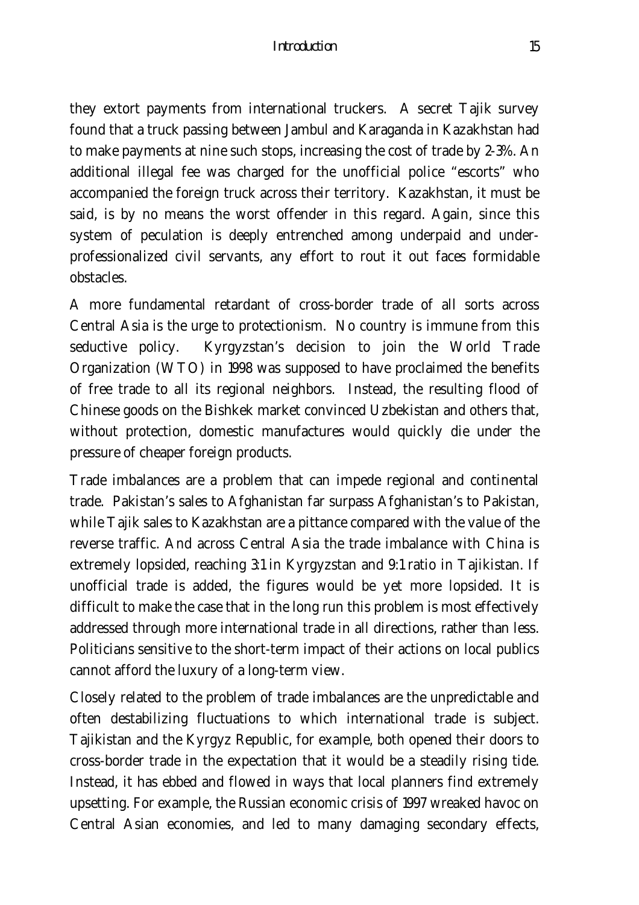they extort payments from international truckers. A secret Tajik survey found that a truck passing between Jambul and Karaganda in Kazakhstan had to make payments at nine such stops, increasing the cost of trade by 2-3%. An additional illegal fee was charged for the unofficial police "escorts" who accompanied the foreign truck across their territory. Kazakhstan, it must be said, is by no means the worst offender in this regard. Again, since this system of peculation is deeply entrenched among underpaid and under-professionalized civil servants, any effort to rout it out faces formidable obstacles.

A more fundamental retardant of cross-border trade of all sorts across Central Asia is the urge to protectionism. No country is immune from this seductive policy. Kyrgyzstan's decision to join the World Trade Organization (WTO) in 1998 was supposed to have proclaimed the benefits of free trade to all its regional neighbors. Instead, the resulting flood of Chinese goods on the Bishkek market convinced Uzbekistan and others that, without protection, domestic manufactures would quickly die under the pressure of cheaper foreign products.

Trade imbalances are a problem that can impede regional and continental trade. Pakistan's sales to Afghanistan far surpass Afghanistan's to Pakistan, while Tajik sales to Kazakhstan are a pittance compared with the value of the reverse traffic. And across Central Asia the trade imbalance with China is extremely lopsided, reaching 3:1 in Kyrgyzstan and 9:1 ratio in Tajikistan. If unofficial trade is added, the figures would be yet more lopsided. It is difficult to make the case that in the long run this problem is most effectively addressed through more international trade in all directions, rather than less. Politicians sensitive to the short-term impact of their actions on local publics cannot afford the luxury of a long-term view.

Closely related to the problem of trade imbalances are the unpredictable and often destabilizing fluctuations to which international trade is subject. Tajikistan and the Kyrgyz Republic, for example, both opened their doors to cross-border trade in the expectation that it would be a steadily rising tide. Instead, it has ebbed and flowed in ways that local planners find extremely upsetting. For example, the Russian economic crisis of 1997 wreaked havoc on Central Asian economies, and led to many damaging secondary effects,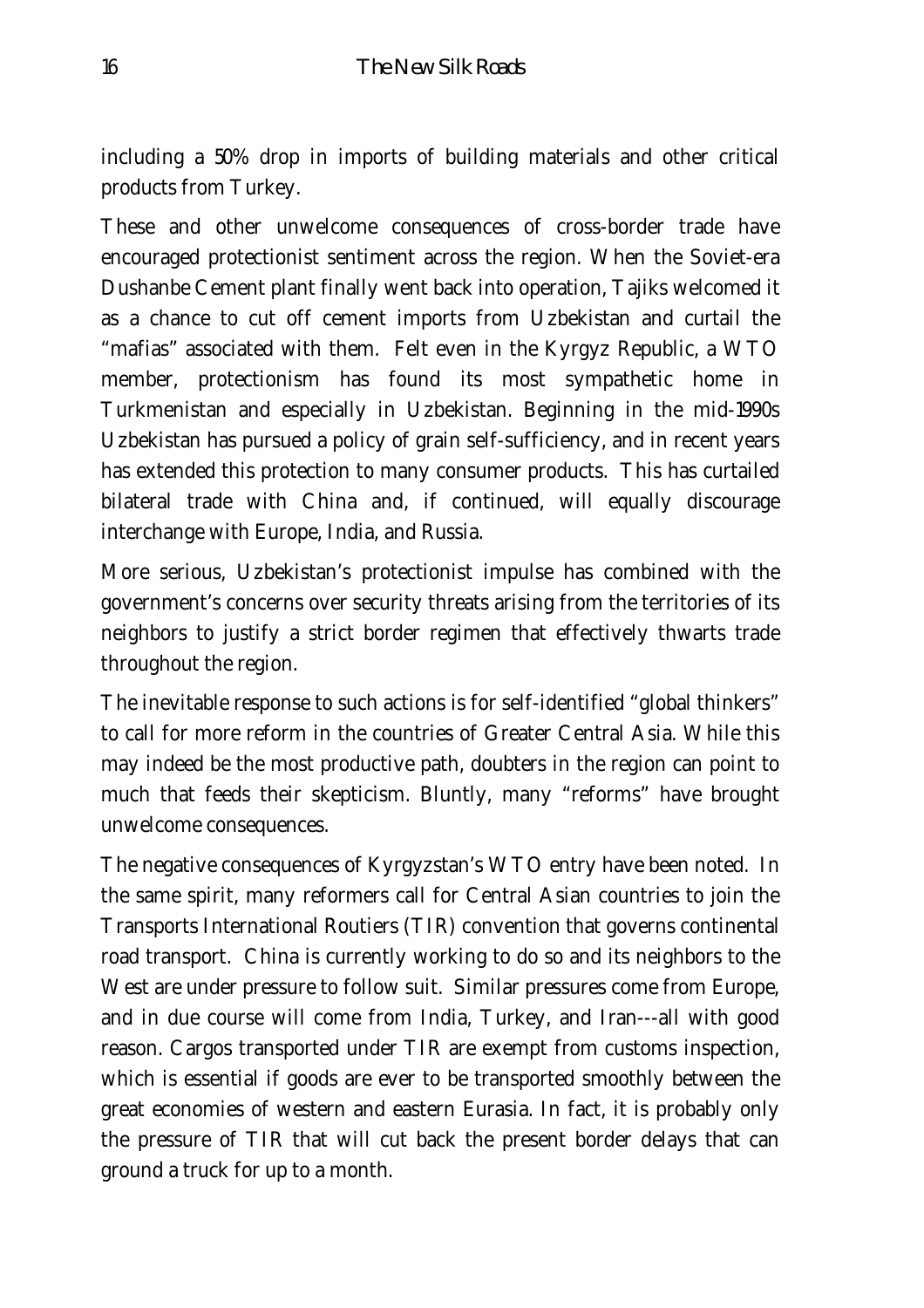including a 50% drop in imports of building materials and other critical products from Turkey.

These and other unwelcome consequences of cross-border trade have encouraged protectionist sentiment across the region. When the Soviet-era Dushanbe Cement plant finally went back into operation, Tajiks welcomed it as a chance to cut off cement imports from Uzbekistan and curtail the "mafias" associated with them. Felt even in the Kyrgyz Republic, a WTO member, protectionism has found its most sympathetic home in Turkmenistan and especially in Uzbekistan. Beginning in the mid-1990s Uzbekistan has pursued a policy of grain self-sufficiency, and in recent years has extended this protection to many consumer products. This has curtailed bilateral trade with China and, if continued, will equally discourage interchange with Europe, India, and Russia.

More serious, Uzbekistan's protectionist impulse has combined with the government's concerns over security threats arising from the territories of its neighbors to justify a strict border regimen that effectively thwarts trade throughout the region.

The inevitable response to such actions is for self-identified "global thinkers" to call for more reform in the countries of Greater Central Asia. While this may indeed be the most productive path, doubters in the region can point to much that feeds their skepticism. Bluntly, many "reforms" have brought unwelcome consequences.

The negative consequences of Kyrgyzstan's WTO entry have been noted. In the same spirit, many reformers call for Central Asian countries to join the Transports International Routiers (TIR) convention that governs continental road transport. China is currently working to do so and its neighbors to the West are under pressure to follow suit. Similar pressures come from Europe, and in due course will come from India, Turkey, and Iran---all with good reason. Cargos transported under TIR are exempt from customs inspection, which is essential if goods are ever to be transported smoothly between the great economies of western and eastern Eurasia. In fact, it is probably only the pressure of TIR that will cut back the present border delays that can ground a truck for up to a month.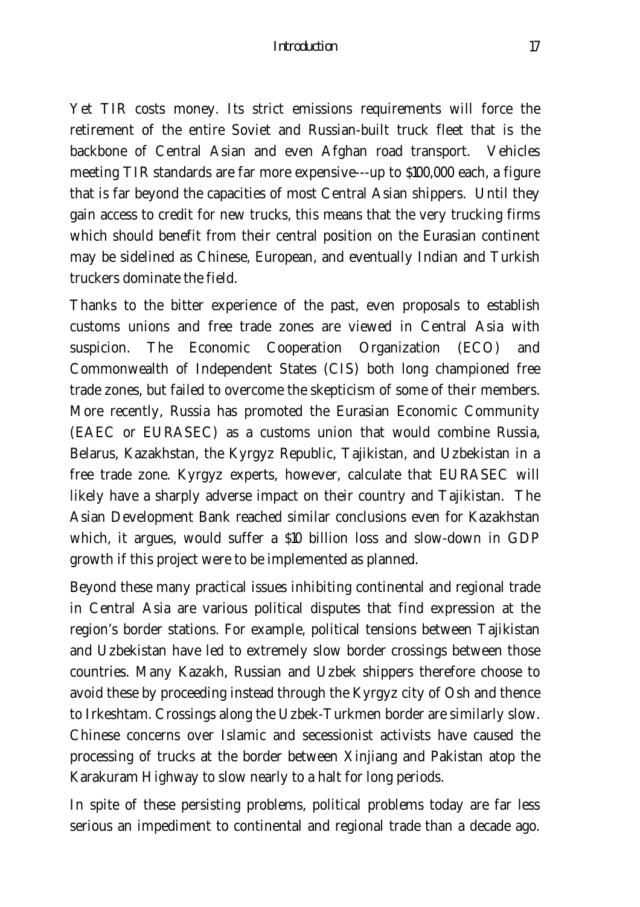Yet TIR costs money. Its strict emissions requirements will force the retirement of the entire Soviet and Russian-built truck fleet that is the backbone of Central Asian and even Afghan road transport. Vehicles meeting TIR standards are far more expensive---up to $100,000 each, a figure that is far beyond the capacities of most Central Asian shippers. Until they gain access to credit for new trucks, this means that the very trucking firms which should benefit from their central position on the Eurasian continent may be sidelined as Chinese, European, and eventually Indian and Turkish truckers dominate the field.

Thanks to the bitter experience of the past, even proposals to establish customs unions and free trade zones are viewed in Central Asia with suspicion. The Economic Cooperation Organization (ECO) and Commonwealth of Independent States (CIS) both long championed free trade zones, but failed to overcome the skepticism of some of their members. More recently, Russia has promoted the Eurasian Economic Community (EAEC or EURASEC) as a customs union that would combine Russia, Belarus, Kazakhstan, the Kyrgyz Republic, Tajikistan, and Uzbekistan in a free trade zone. Kyrgyz experts, however, calculate that EURASEC will likely have a sharply adverse impact on their country and Tajikistan. The Asian Development Bank reached similar conclusions even for Kazakhstan which, it argues, would suffer a $10 billion loss and slow-down in GDP growth if this project were to be implemented as planned.

Beyond these many practical issues inhibiting continental and regional trade in Central Asia are various political disputes that find expression at the region's border stations. For example, political tensions between Tajikistan and Uzbekistan have led to extremely slow border crossings between those countries. Many Kazakh, Russian and Uzbek shippers therefore choose to avoid these by proceeding instead through the Kyrgyz city of Osh and thence to Irkeshtam. Crossings along the Uzbek-Turkmen border are similarly slow. Chinese concerns over Islamic and secessionist activists have caused the processing of trucks at the border between Xinjiang and Pakistan atop the Karakuram Highway to slow nearly to a halt for long periods.

In spite of these persisting problems, political problems today are far less serious an impediment to continental and regional trade than a decade ago.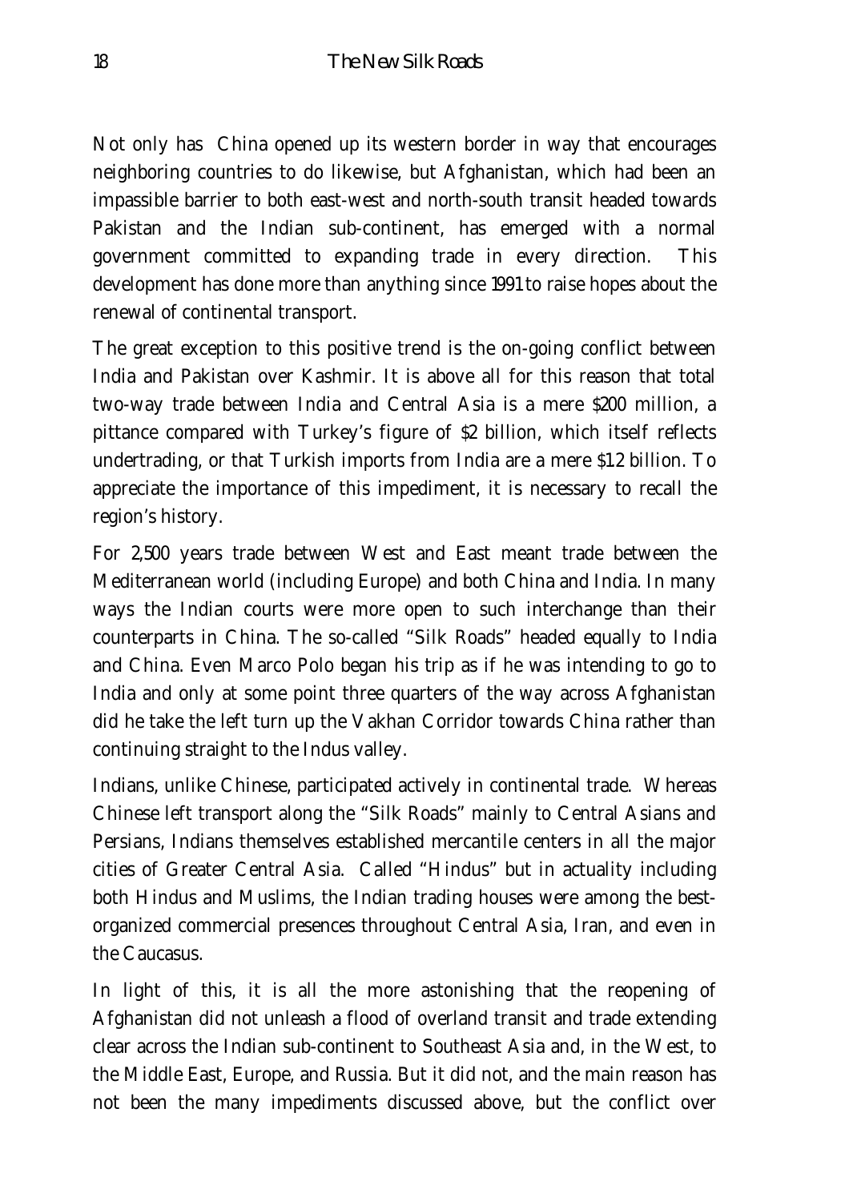Not only has China opened up its western border in way that encourages neighboring countries to do likewise, but Afghanistan, which had been an impassible barrier to both east-west and north-south transit headed towards Pakistan and the Indian sub-continent, has emerged with a normal government committed to expanding trade in every direction. This development has done more than anything since 1991 to raise hopes about the renewal of continental transport.

The great exception to this positive trend is the on-going conflict between India and Pakistan over Kashmir. It is above all for this reason that total two-way trade between India and Central Asia is a mere $200 million, a pittance compared with Turkey's figure of $2 billion, which itself reflects undertrading, or that Turkish imports from India are a mere $1.2 billion. To appreciate the importance of this impediment, it is necessary to recall the region's history.

For 2,500 years trade between West and East meant trade between the Mediterranean world (including Europe) and both China and India. In many ways the Indian courts were more open to such interchange than their counterparts in China. The so-called "Silk Roads" headed equally to India and China. Even Marco Polo began his trip as if he was intending to go to India and only at some point three quarters of the way across Afghanistan did he take the left turn up the Vakhan Corridor towards China rather than continuing straight to the Indus valley.

Indians, unlike Chinese, participated actively in continental trade. Whereas Chinese left transport along the "Silk Roads" mainly to Central Asians and Persians, Indians themselves established mercantile centers in all the major cities of Greater Central Asia. Called "Hindus" but in actuality including both Hindus and Muslims, the Indian trading houses were among the best-organized commercial presences throughout Central Asia, Iran, and even in the Caucasus.

In light of this, it is all the more astonishing that the reopening of Afghanistan did not unleash a flood of overland transit and trade extending clear across the Indian sub-continent to Southeast Asia and, in the West, to the Middle East, Europe, and Russia. But it did not, and the main reason has not been the many impediments discussed above, but the conflict over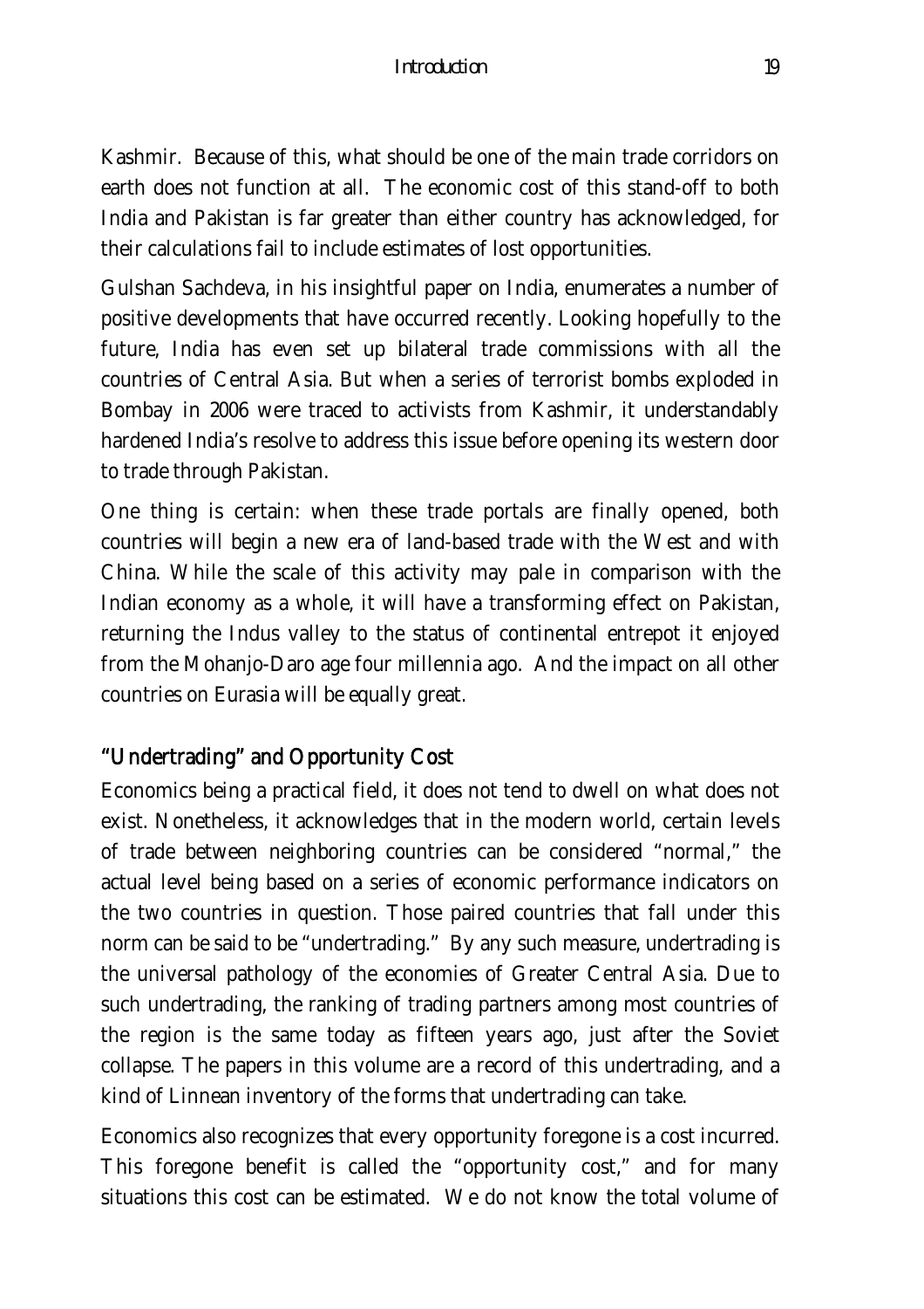Kashmir. Because of this, what should be one of the main trade corridors on earth does not function at all. The economic cost of this stand-off to both India and Pakistan is far greater than either country has acknowledged, for their calculations fail to include estimates of lost opportunities.

Gulshan Sachdeva, in his insightful paper on India, enumerates a number of positive developments that have occurred recently. Looking hopefully to the future, India has even set up bilateral trade commissions with all the countries of Central Asia. But when a series of terrorist bombs exploded in Bombay in 2006 were traced to activists from Kashmir, it understandably hardened India's resolve to address this issue before opening its western door to trade through Pakistan.

One thing is certain: when these trade portals are finally opened, both countries will begin a new era of land-based trade with the West and with China. While the scale of this activity may pale in comparison with the Indian economy as a whole, it will have a transforming effect on Pakistan, returning the Indus valley to the status of continental entrepot it enjoyed from the Mohanjo-Daro age four millennia ago. And the impact on all other countries on Eurasia will be equally great.

## "Undertrading" and Opportunity Cost

Economics being a practical field, it does not tend to dwell on what does not exist. Nonetheless, it acknowledges that in the modern world, certain levels of trade between neighboring countries can be considered "normal," the actual level being based on a series of economic performance indicators on the two countries in question. Those paired countries that fall under this norm can be said to be "undertrading." By any such measure, undertrading is the universal pathology of the economies of Greater Central Asia. Due to such undertrading, the ranking of trading partners among most countries of the region is the same today as fifteen years ago, just after the Soviet collapse. The papers in this volume are a record of this undertrading, and a kind of Linnean inventory of the forms that undertrading can take.

Economics also recognizes that every opportunity foregone is a cost incurred. This foregone benefit is called the "opportunity cost," and for many situations this cost can be estimated. We do not know the total volume of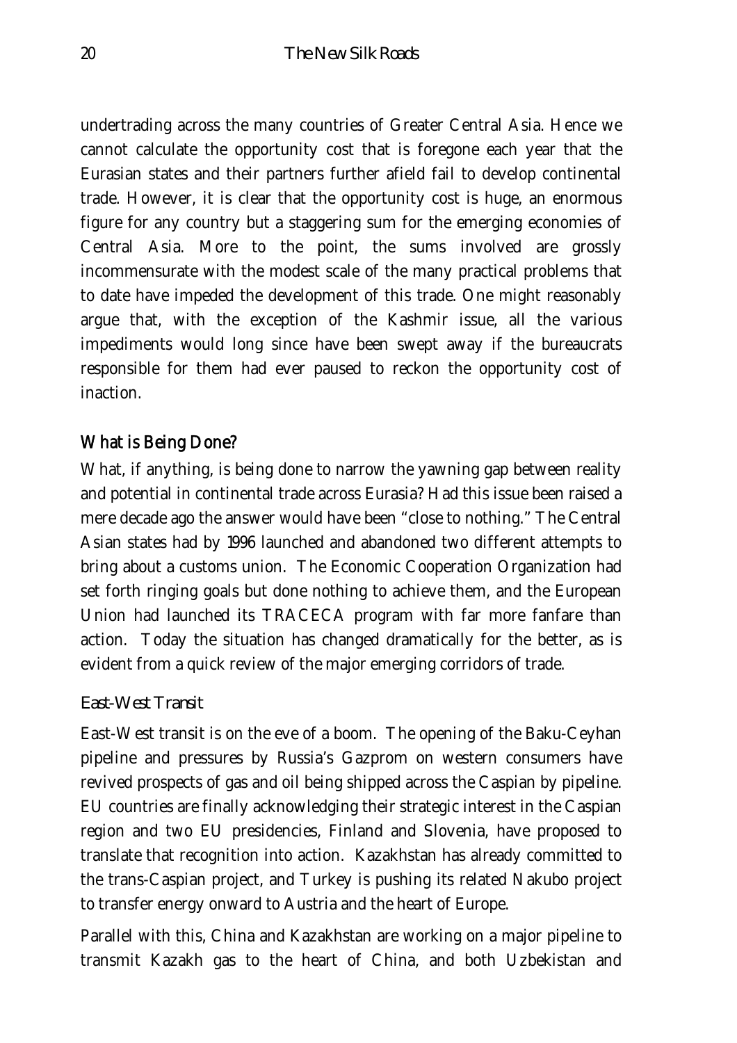undertrading across the many countries of Greater Central Asia. Hence we cannot calculate the opportunity cost that is foregone each year that the Eurasian states and their partners further afield fail to develop continental trade. However, it is clear that the opportunity cost is huge, an enormous figure for any country but a staggering sum for the emerging economies of Central Asia. More to the point, the sums involved are grossly incommensurate with the modest scale of the many practical problems that to date have impeded the development of this trade. One might reasonably argue that, with the exception of the Kashmir issue, all the various impediments would long since have been swept away if the bureaucrats responsible for them had ever paused to reckon the opportunity cost of inaction.

## What is Being Done?

What, if anything, is being done to narrow the yawning gap between reality and potential in continental trade across Eurasia? Had this issue been raised a mere decade ago the answer would have been "close to nothing." The Central Asian states had by 1996 launched and abandoned two different attempts to bring about a customs union. The Economic Cooperation Organization had set forth ringing goals but done nothing to achieve them, and the European Union had launched its TRACECA program with far more fanfare than action. Today the situation has changed dramatically for the better, as is evident from a quick review of the major emerging corridors of trade.

### *East-West Transit*

East-West transit is on the eve of a boom. The opening of the Baku-Ceyhan pipeline and pressures by Russia's Gazprom on western consumers have revived prospects of gas and oil being shipped across the Caspian by pipeline. EU countries are finally acknowledging their strategic interest in the Caspian region and two EU presidencies, Finland and Slovenia, have proposed to translate that recognition into action. Kazakhstan has already committed to the trans-Caspian project, and Turkey is pushing its related Nakubo project to transfer energy onward to Austria and the heart of Europe.

Parallel with this, China and Kazakhstan are working on a major pipeline to transmit Kazakh gas to the heart of China, and both Uzbekistan and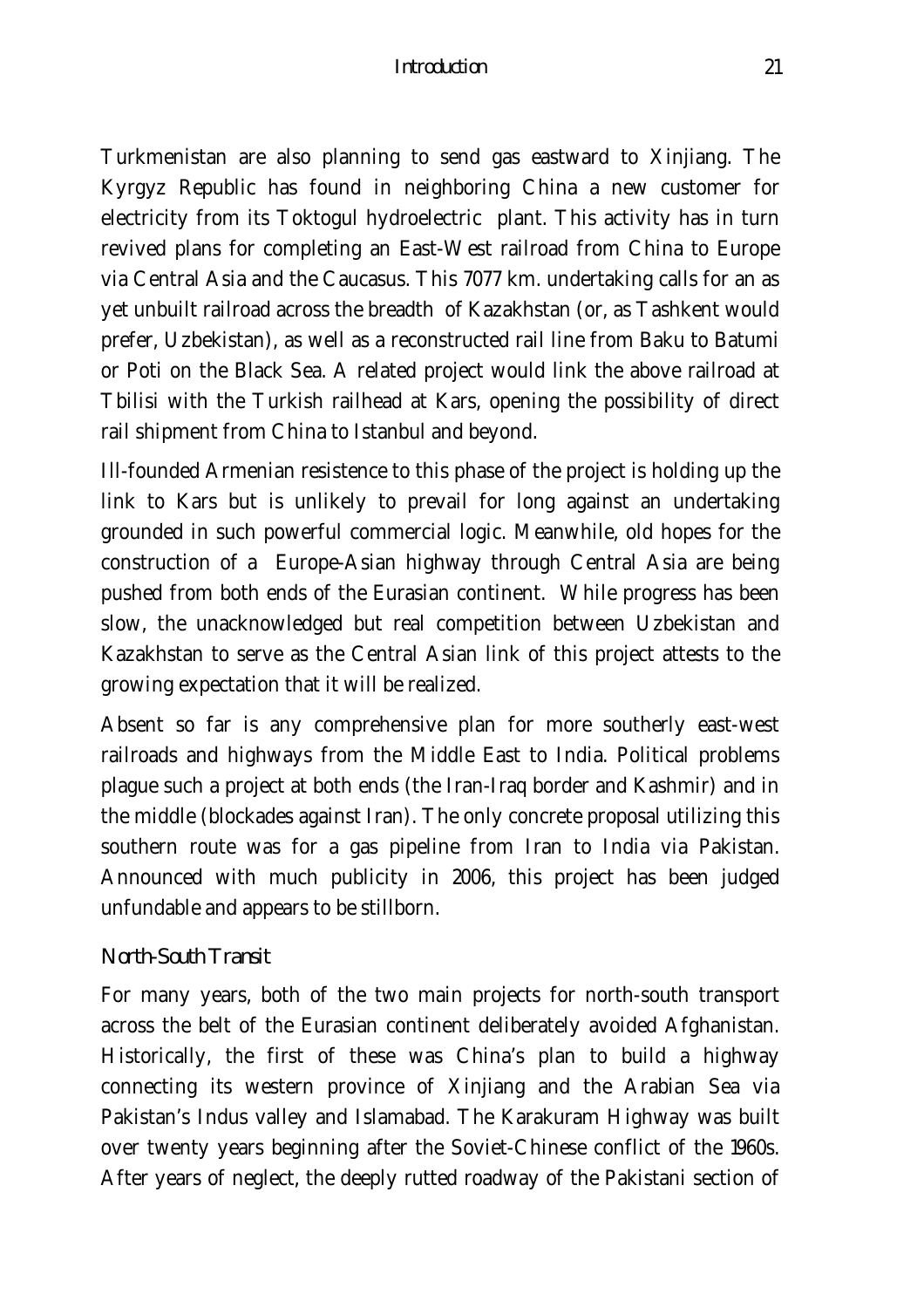Turkmenistan are also planning to send gas eastward to Xinjiang. The Kyrgyz Republic has found in neighboring China a new customer for electricity from its Toktogul hydroelectric plant. This activity has in turn revived plans for completing an East-West railroad from China to Europe via Central Asia and the Caucasus. This 7077 km. undertaking calls for an as yet unbuilt railroad across the breadth of Kazakhstan (or, as Tashkent would prefer, Uzbekistan), as well as a reconstructed rail line from Baku to Batumi or Poti on the Black Sea. A related project would link the above railroad at Tbilisi with the Turkish railhead at Kars, opening the possibility of direct rail shipment from China to Istanbul and beyond.

Ill-founded Armenian resistence to this phase of the project is holding up the link to Kars but is unlikely to prevail for long against an undertaking grounded in such powerful commercial logic. Meanwhile, old hopes for the construction of a Europe-Asian highway through Central Asia are being pushed from both ends of the Eurasian continent. While progress has been slow, the unacknowledged but real competition between Uzbekistan and Kazakhstan to serve as the Central Asian link of this project attests to the growing expectation that it will be realized.

Absent so far is any comprehensive plan for more southerly east-west railroads and highways from the Middle East to India. Political problems plague such a project at both ends (the Iran-Iraq border and Kashmir) and in the middle (blockades against Iran). The only concrete proposal utilizing this southern route was for a gas pipeline from Iran to India via Pakistan. Announced with much publicity in 2006, this project has been judged unfundable and appears to be stillborn.

### *North-South Transit*

For many years, both of the two main projects for north-south transport across the belt of the Eurasian continent deliberately avoided Afghanistan. Historically, the first of these was China's plan to build a highway connecting its western province of Xinjiang and the Arabian Sea via Pakistan's Indus valley and Islamabad. The Karakuram Highway was built over twenty years beginning after the Soviet-Chinese conflict of the 1960s. After years of neglect, the deeply rutted roadway of the Pakistani section of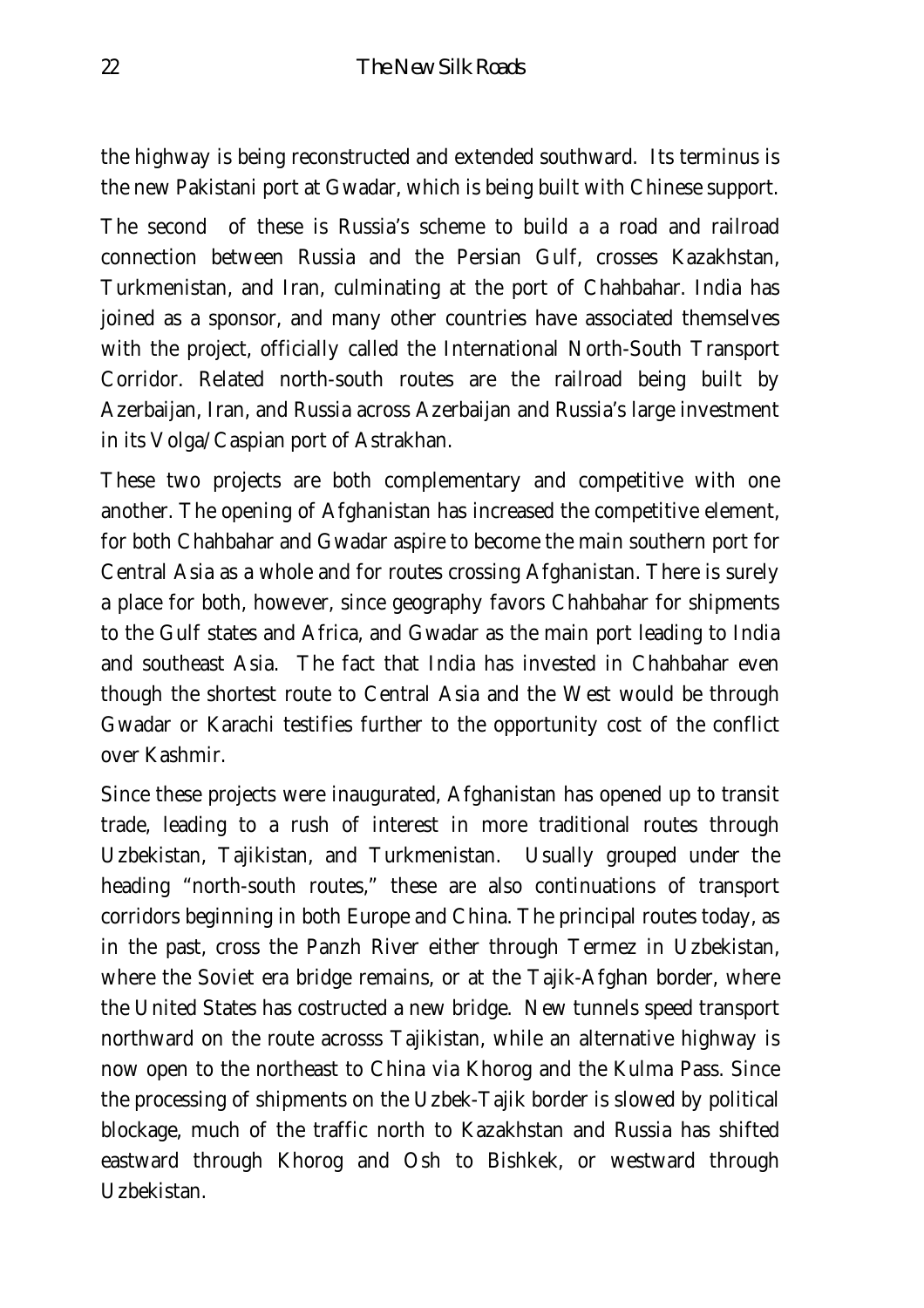the highway is being reconstructed and extended southward. Its terminus is the new Pakistani port at Gwadar, which is being built with Chinese support.

The second of these is Russia's scheme to build a a road and railroad connection between Russia and the Persian Gulf, crosses Kazakhstan, Turkmenistan, and Iran, culminating at the port of Chahbahar. India has joined as a sponsor, and many other countries have associated themselves with the project, officially called the International North-South Transport Corridor. Related north-south routes are the railroad being built by Azerbaijan, Iran, and Russia across Azerbaijan and Russia's large investment in its Volga/Caspian port of Astrakhan.

These two projects are both complementary and competitive with one another. The opening of Afghanistan has increased the competitive element, for both Chahbahar and Gwadar aspire to become the main southern port for Central Asia as a whole and for routes crossing Afghanistan. There is surely a place for both, however, since geography favors Chahbahar for shipments to the Gulf states and Africa, and Gwadar as the main port leading to India and southeast Asia. The fact that India has invested in Chahbahar even though the shortest route to Central Asia and the West would be through Gwadar or Karachi testifies further to the opportunity cost of the conflict over Kashmir.

Since these projects were inaugurated, Afghanistan has opened up to transit trade, leading to a rush of interest in more traditional routes through Uzbekistan, Tajikistan, and Turkmenistan. Usually grouped under the heading "north-south routes," these are also continuations of transport corridors beginning in both Europe and China. The principal routes today, as in the past, cross the Panzh River either through Termez in Uzbekistan, where the Soviet era bridge remains, or at the Tajik-Afghan border, where the United States has costructed a new bridge. New tunnels speed transport northward on the route acrosss Tajikistan, while an alternative highway is now open to the northeast to China via Khorog and the Kulma Pass. Since the processing of shipments on the Uzbek-Tajik border is slowed by political blockage, much of the traffic north to Kazakhstan and Russia has shifted eastward through Khorog and Osh to Bishkek, or westward through Uzbekistan.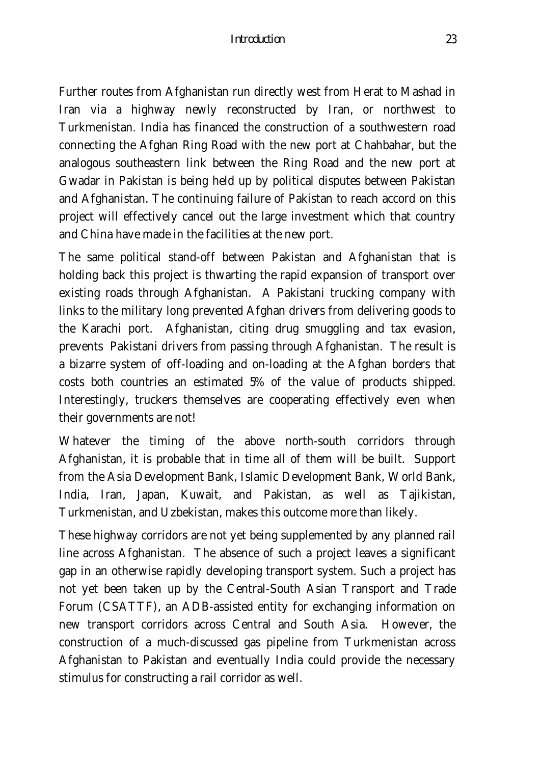Further routes from Afghanistan run directly west from Herat to Mashad in Iran via a highway newly reconstructed by Iran, or northwest to Turkmenistan. India has financed the construction of a southwestern road connecting the Afghan Ring Road with the new port at Chahbahar, but the analogous southeastern link between the Ring Road and the new port at Gwadar in Pakistan is being held up by political disputes between Pakistan and Afghanistan. The continuing failure of Pakistan to reach accord on this project will effectively cancel out the large investment which that country and China have made in the facilities at the new port.

The same political stand-off between Pakistan and Afghanistan that is holding back this project is thwarting the rapid expansion of transport over existing roads through Afghanistan. A Pakistani trucking company with links to the military long prevented Afghan drivers from delivering goods to the Karachi port. Afghanistan, citing drug smuggling and tax evasion, prevents Pakistani drivers from passing through Afghanistan. The result is a bizarre system of off-loading and on-loading at the Afghan borders that costs both countries an estimated 5% of the value of products shipped. Interestingly, truckers themselves are cooperating effectively even when their governments are not!

Whatever the timing of the above north-south corridors through Afghanistan, it is probable that in time all of them will be built. Support from the Asia Development Bank, Islamic Development Bank, World Bank, India, Iran, Japan, Kuwait, and Pakistan, as well as Tajikistan, Turkmenistan, and Uzbekistan, makes this outcome more than likely.

These highway corridors are not yet being supplemented by any planned rail line across Afghanistan. The absence of such a project leaves a significant gap in an otherwise rapidly developing transport system. Such a project has not yet been taken up by the Central-South Asian Transport and Trade Forum (CSATTF), an ADB-assisted entity for exchanging information on new transport corridors across Central and South Asia. However, the construction of a much-discussed gas pipeline from Turkmenistan across Afghanistan to Pakistan and eventually India could provide the necessary stimulus for constructing a rail corridor as well.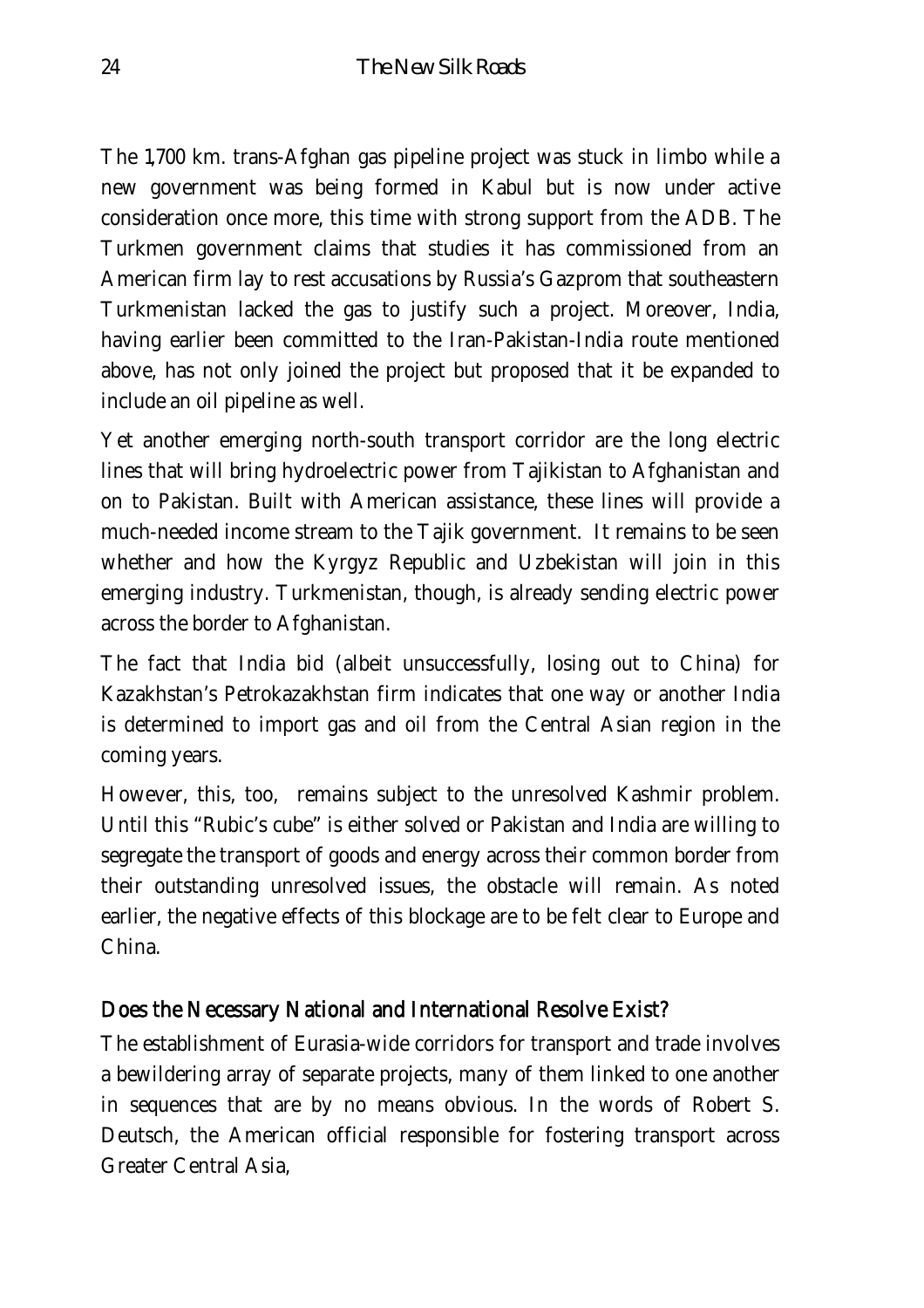The 1,700 km. trans-Afghan gas pipeline project was stuck in limbo while a new government was being formed in Kabul but is now under active consideration once more, this time with strong support from the ADB. The Turkmen government claims that studies it has commissioned from an American firm lay to rest accusations by Russia's Gazprom that southeastern Turkmenistan lacked the gas to justify such a project. Moreover, India, having earlier been committed to the Iran-Pakistan-India route mentioned above, has not only joined the project but proposed that it be expanded to include an oil pipeline as well.

Yet another emerging north-south transport corridor are the long electric lines that will bring hydroelectric power from Tajikistan to Afghanistan and on to Pakistan. Built with American assistance, these lines will provide a much-needed income stream to the Tajik government. It remains to be seen whether and how the Kyrgyz Republic and Uzbekistan will join in this emerging industry. Turkmenistan, though, is already sending electric power across the border to Afghanistan.

The fact that India bid (albeit unsuccessfully, losing out to China) for Kazakhstan's Petrokazakhstan firm indicates that one way or another India is determined to import gas and oil from the Central Asian region in the coming years.

However, this, too, remains subject to the unresolved Kashmir problem. Until this "Rubic's cube" is either solved or Pakistan and India are willing to segregate the transport of goods and energy across their common border from their outstanding unresolved issues, the obstacle will remain. As noted earlier, the negative effects of this blockage are to be felt clear to Europe and China.

## Does the Necessary National and International Resolve Exist?

The establishment of Eurasia-wide corridors for transport and trade involves a bewildering array of separate projects, many of them linked to one another in sequences that are by no means obvious. In the words of Robert S. Deutsch, the American official responsible for fostering transport across Greater Central Asia,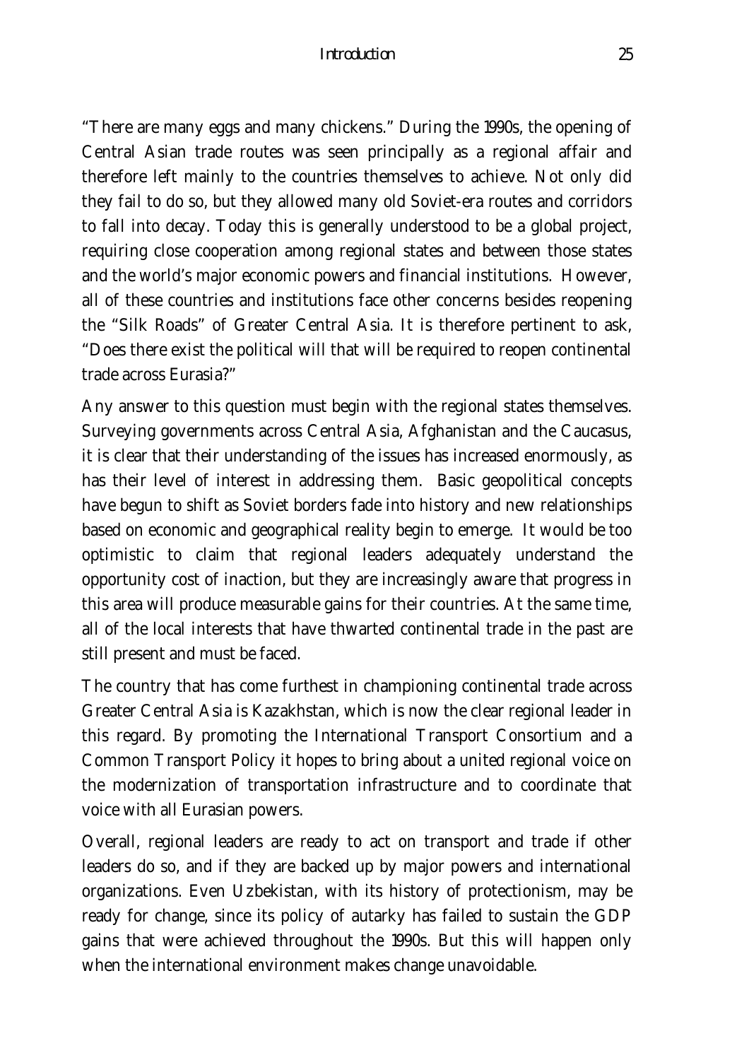"There are many eggs and many chickens." During the 1990s, the opening of Central Asian trade routes was seen principally as a regional affair and therefore left mainly to the countries themselves to achieve. Not only did they fail to do so, but they allowed many old Soviet-era routes and corridors to fall into decay. Today this is generally understood to be a global project, requiring close cooperation among regional states and between those states and the world's major economic powers and financial institutions. However, all of these countries and institutions face other concerns besides reopening the "Silk Roads" of Greater Central Asia. It is therefore pertinent to ask, "Does there exist the political will that will be required to reopen continental trade across Eurasia?"

Any answer to this question must begin with the regional states themselves. Surveying governments across Central Asia, Afghanistan and the Caucasus, it is clear that their understanding of the issues has increased enormously, as has their level of interest in addressing them. Basic geopolitical concepts have begun to shift as Soviet borders fade into history and new relationships based on economic and geographical reality begin to emerge. It would be too optimistic to claim that regional leaders adequately understand the opportunity cost of inaction, but they are increasingly aware that progress in this area will produce measurable gains for their countries. At the same time, all of the local interests that have thwarted continental trade in the past are still present and must be faced.

The country that has come furthest in championing continental trade across Greater Central Asia is Kazakhstan, which is now the clear regional leader in this regard. By promoting the International Transport Consortium and a Common Transport Policy it hopes to bring about a united regional voice on the modernization of transportation infrastructure and to coordinate that voice with all Eurasian powers.

Overall, regional leaders are ready to act on transport and trade if other leaders do so, and if they are backed up by major powers and international organizations. Even Uzbekistan, with its history of protectionism, may be ready for change, since its policy of autarky has failed to sustain the GDP gains that were achieved throughout the 1990s. But this will happen only when the international environment makes change unavoidable.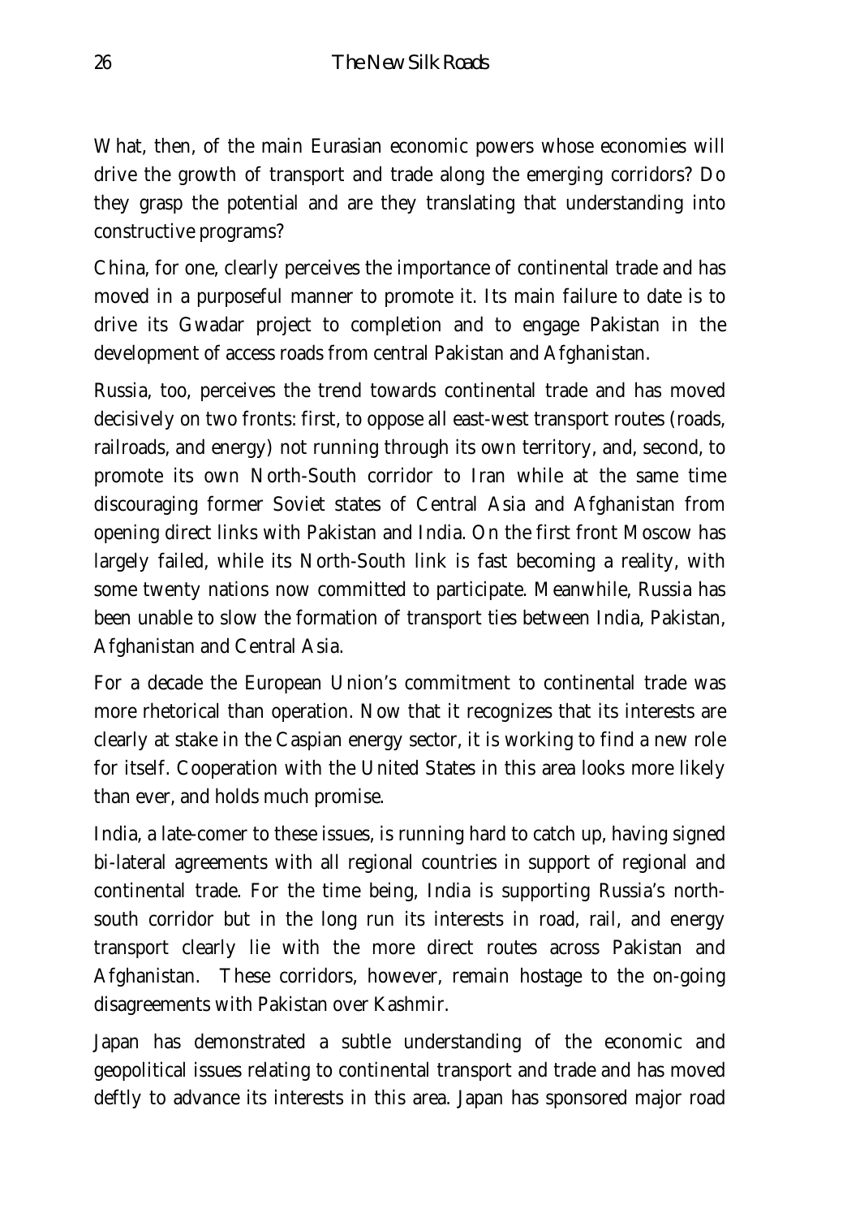What, then, of the main Eurasian economic powers whose economies will drive the growth of transport and trade along the emerging corridors? Do they grasp the potential and are they translating that understanding into constructive programs?

China, for one, clearly perceives the importance of continental trade and has moved in a purposeful manner to promote it. Its main failure to date is to drive its Gwadar project to completion and to engage Pakistan in the development of access roads from central Pakistan and Afghanistan.

Russia, too, perceives the trend towards continental trade and has moved decisively on two fronts: first, to oppose all east-west transport routes (roads, railroads, and energy) not running through its own territory, and, second, to promote its own North-South corridor to Iran while at the same time discouraging former Soviet states of Central Asia and Afghanistan from opening direct links with Pakistan and India. On the first front Moscow has largely failed, while its North-South link is fast becoming a reality, with some twenty nations now committed to participate. Meanwhile, Russia has been unable to slow the formation of transport ties between India, Pakistan, Afghanistan and Central Asia.

For a decade the European Union's commitment to continental trade was more rhetorical than operation. Now that it recognizes that its interests are clearly at stake in the Caspian energy sector, it is working to find a new role for itself. Cooperation with the United States in this area looks more likely than ever, and holds much promise.

India, a late-comer to these issues, is running hard to catch up, having signed bi-lateral agreements with all regional countries in support of regional and continental trade. For the time being, India is supporting Russia's north-south corridor but in the long run its interests in road, rail, and energy transport clearly lie with the more direct routes across Pakistan and Afghanistan. These corridors, however, remain hostage to the on-going disagreements with Pakistan over Kashmir.

Japan has demonstrated a subtle understanding of the economic and geopolitical issues relating to continental transport and trade and has moved deftly to advance its interests in this area. Japan has sponsored major road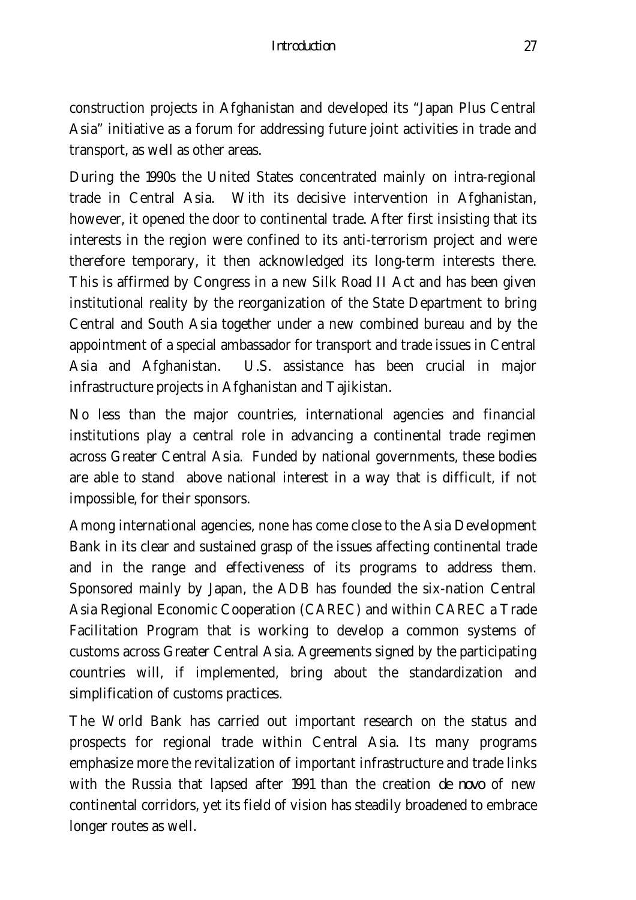construction projects in Afghanistan and developed its "Japan Plus Central Asia" initiative as a forum for addressing future joint activities in trade and transport, as well as other areas.

During the 1990s the United States concentrated mainly on intra-regional trade in Central Asia. With its decisive intervention in Afghanistan, however, it opened the door to continental trade. After first insisting that its interests in the region were confined to its anti-terrorism project and were therefore temporary, it then acknowledged its long-term interests there. This is affirmed by Congress in a new Silk Road II Act and has been given institutional reality by the reorganization of the State Department to bring Central and South Asia together under a new combined bureau and by the appointment of a special ambassador for transport and trade issues in Central Asia and Afghanistan. U.S. assistance has been crucial in major infrastructure projects in Afghanistan and Tajikistan.

No less than the major countries, international agencies and financial institutions play a central role in advancing a continental trade regimen across Greater Central Asia. Funded by national governments, these bodies are able to stand above national interest in a way that is difficult, if not impossible, for their sponsors.

Among international agencies, none has come close to the Asia Development Bank in its clear and sustained grasp of the issues affecting continental trade and in the range and effectiveness of its programs to address them. Sponsored mainly by Japan, the ADB has founded the six-nation Central Asia Regional Economic Cooperation (CAREC) and within CAREC a Trade Facilitation Program that is working to develop a common systems of customs across Greater Central Asia. Agreements signed by the participating countries will, if implemented, bring about the standardization and simplification of customs practices.

The World Bank has carried out important research on the status and prospects for regional trade within Central Asia. Its many programs emphasize more the revitalization of important infrastructure and trade links with the Russia that lapsed after 1991 than the creation *de novo* of new continental corridors, yet its field of vision has steadily broadened to embrace longer routes as well.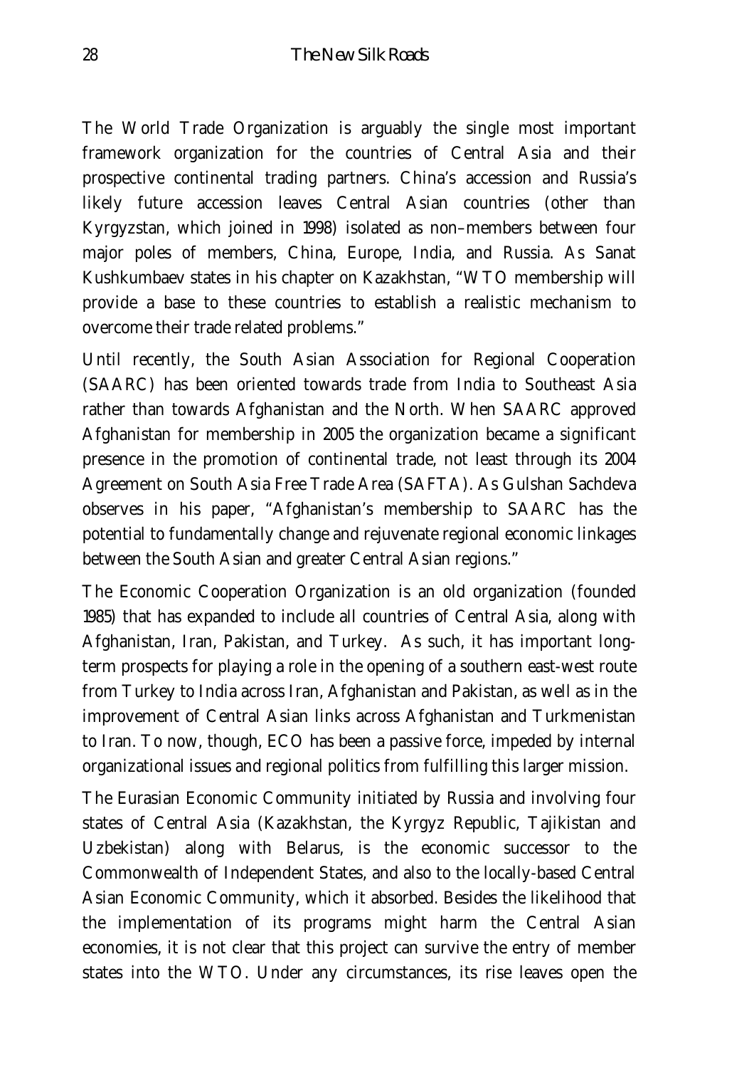The World Trade Organization is arguably the single most important framework organization for the countries of Central Asia and their prospective continental trading partners. China's accession and Russia's likely future accession leaves Central Asian countries (other than Kyrgyzstan, which joined in 1998) isolated as non–members between four major poles of members, China, Europe, India, and Russia. As Sanat Kushkumbaev states in his chapter on Kazakhstan, "WTO membership will provide a base to these countries to establish a realistic mechanism to overcome their trade related problems."

Until recently, the South Asian Association for Regional Cooperation (SAARC) has been oriented towards trade from India to Southeast Asia rather than towards Afghanistan and the North. When SAARC approved Afghanistan for membership in 2005 the organization became a significant presence in the promotion of continental trade, not least through its 2004 Agreement on South Asia Free Trade Area (SAFTA). As Gulshan Sachdeva observes in his paper, "Afghanistan's membership to SAARC has the potential to fundamentally change and rejuvenate regional economic linkages between the South Asian and greater Central Asian regions."

The Economic Cooperation Organization is an old organization (founded 1985) that has expanded to include all countries of Central Asia, along with Afghanistan, Iran, Pakistan, and Turkey. As such, it has important long-term prospects for playing a role in the opening of a southern east-west route from Turkey to India across Iran, Afghanistan and Pakistan, as well as in the improvement of Central Asian links across Afghanistan and Turkmenistan to Iran. To now, though, ECO has been a passive force, impeded by internal organizational issues and regional politics from fulfilling this larger mission.

The Eurasian Economic Community initiated by Russia and involving four states of Central Asia (Kazakhstan, the Kyrgyz Republic, Tajikistan and Uzbekistan) along with Belarus, is the economic successor to the Commonwealth of Independent States, and also to the locally-based Central Asian Economic Community, which it absorbed. Besides the likelihood that the implementation of its programs might harm the Central Asian economies, it is not clear that this project can survive the entry of member states into the WTO. Under any circumstances, its rise leaves open the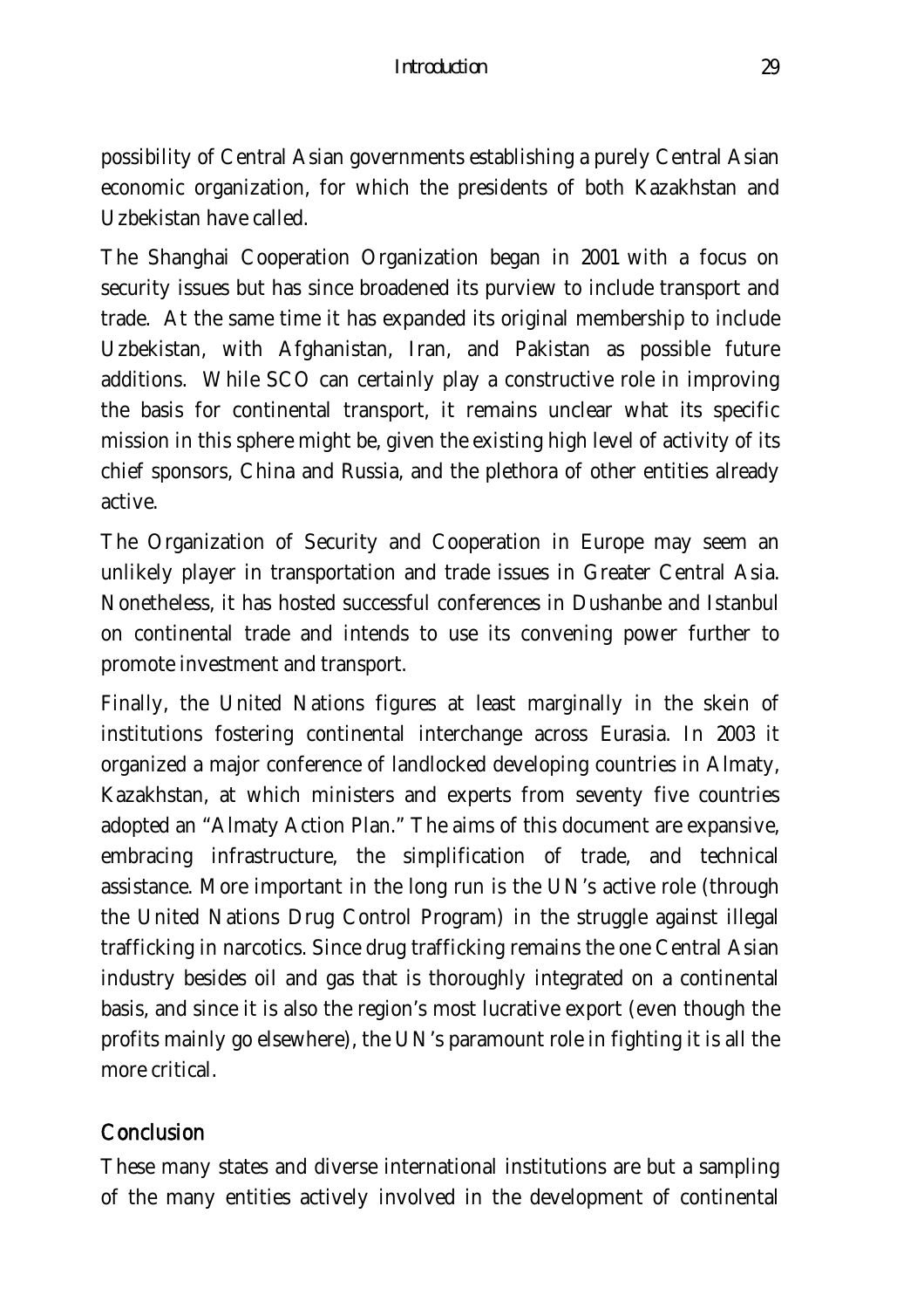possibility of Central Asian governments establishing a purely Central Asian economic organization, for which the presidents of both Kazakhstan and Uzbekistan have called.

The Shanghai Cooperation Organization began in 2001 with a focus on security issues but has since broadened its purview to include transport and trade. At the same time it has expanded its original membership to include Uzbekistan, with Afghanistan, Iran, and Pakistan as possible future additions. While SCO can certainly play a constructive role in improving the basis for continental transport, it remains unclear what its specific mission in this sphere might be, given the existing high level of activity of its chief sponsors, China and Russia, and the plethora of other entities already active.

The Organization of Security and Cooperation in Europe may seem an unlikely player in transportation and trade issues in Greater Central Asia. Nonetheless, it has hosted successful conferences in Dushanbe and Istanbul on continental trade and intends to use its convening power further to promote investment and transport.

Finally, the United Nations figures at least marginally in the skein of institutions fostering continental interchange across Eurasia. In 2003 it organized a major conference of landlocked developing countries in Almaty, Kazakhstan, at which ministers and experts from seventy five countries adopted an "Almaty Action Plan." The aims of this document are expansive, embracing infrastructure, the simplification of trade, and technical assistance. More important in the long run is the UN's active role (through the United Nations Drug Control Program) in the struggle against illegal trafficking in narcotics. Since drug trafficking remains the one Central Asian industry besides oil and gas that is thoroughly integrated on a continental basis, and since it is also the region's most lucrative export (even though the profits mainly go elsewhere), the UN's paramount role in fighting it is all the more critical.

## Conclusion

These many states and diverse international institutions are but a sampling of the many entities actively involved in the development of continental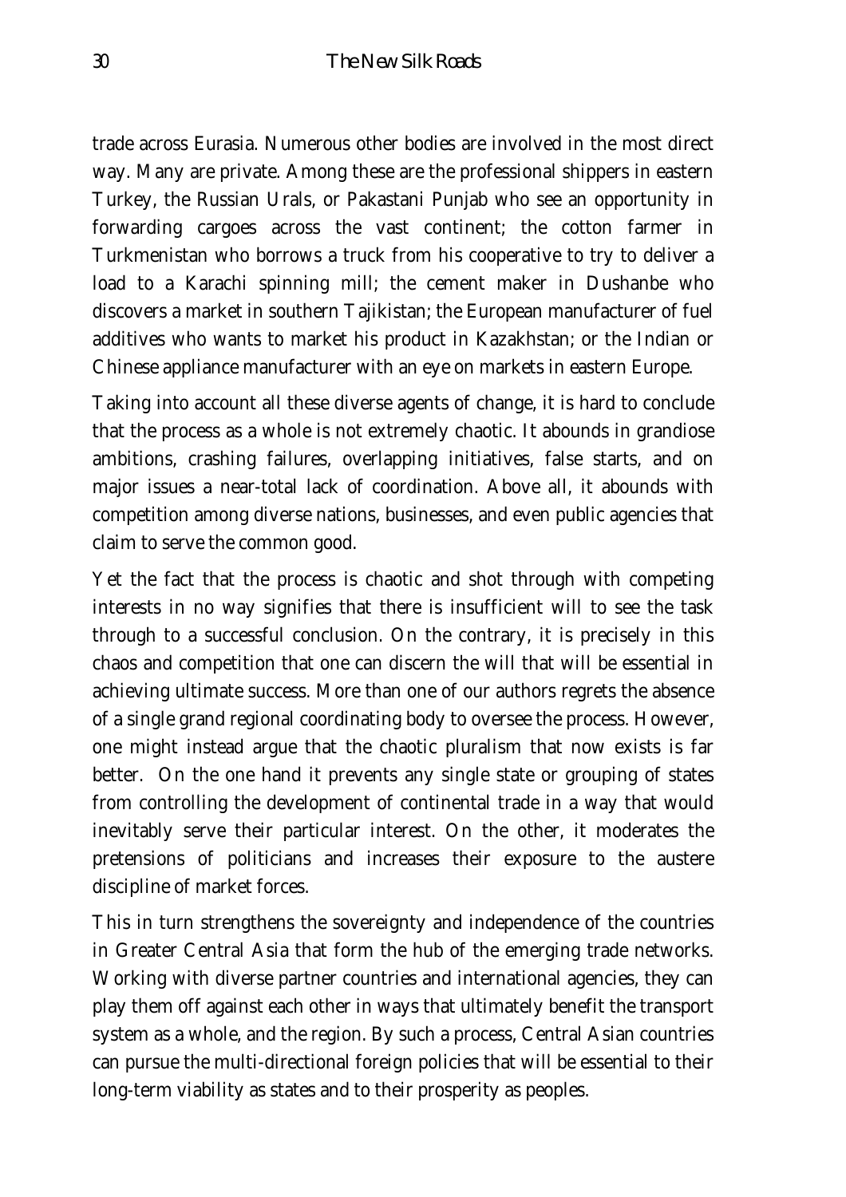trade across Eurasia. Numerous other bodies are involved in the most direct way. Many are private. Among these are the professional shippers in eastern Turkey, the Russian Urals, or Pakastani Punjab who see an opportunity in forwarding cargoes across the vast continent; the cotton farmer in Turkmenistan who borrows a truck from his cooperative to try to deliver a load to a Karachi spinning mill; the cement maker in Dushanbe who discovers a market in southern Tajikistan; the European manufacturer of fuel additives who wants to market his product in Kazakhstan; or the Indian or Chinese appliance manufacturer with an eye on markets in eastern Europe.

Taking into account all these diverse agents of change, it is hard to conclude that the process as a whole is not extremely chaotic. It abounds in grandiose ambitions, crashing failures, overlapping initiatives, false starts, and on major issues a near-total lack of coordination. Above all, it abounds with competition among diverse nations, businesses, and even public agencies that claim to serve the common good.

Yet the fact that the process is chaotic and shot through with competing interests in no way signifies that there is insufficient will to see the task through to a successful conclusion. On the contrary, it is precisely in this chaos and competition that one can discern the will that will be essential in achieving ultimate success. More than one of our authors regrets the absence of a single grand regional coordinating body to oversee the process. However, one might instead argue that the chaotic pluralism that now exists is far better. On the one hand it prevents any single state or grouping of states from controlling the development of continental trade in a way that would inevitably serve their particular interest. On the other, it moderates the pretensions of politicians and increases their exposure to the austere discipline of market forces.

This in turn strengthens the sovereignty and independence of the countries in Greater Central Asia that form the hub of the emerging trade networks. Working with diverse partner countries and international agencies, they can play them off against each other in ways that ultimately benefit the transport system as a whole, and the region. By such a process, Central Asian countries can pursue the multi-directional foreign policies that will be essential to their long-term viability as states and to their prosperity as peoples.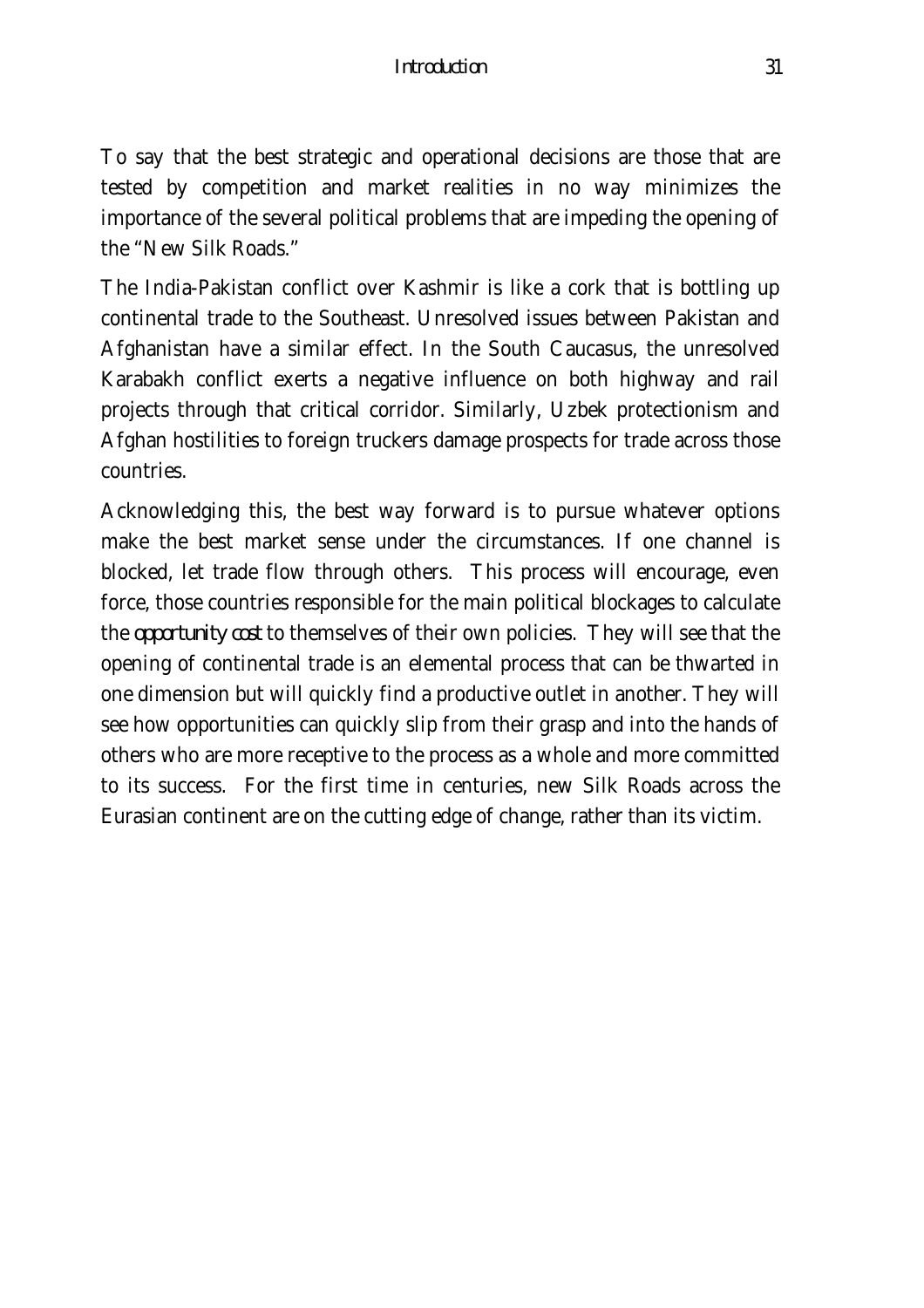To say that the best strategic and operational decisions are those that are tested by competition and market realities in no way minimizes the importance of the several political problems that are impeding the opening of the "New Silk Roads."

The India-Pakistan conflict over Kashmir is like a cork that is bottling up continental trade to the Southeast. Unresolved issues between Pakistan and Afghanistan have a similar effect. In the South Caucasus, the unresolved Karabakh conflict exerts a negative influence on both highway and rail projects through that critical corridor. Similarly, Uzbek protectionism and Afghan hostilities to foreign truckers damage prospects for trade across those countries.

Acknowledging this, the best way forward is to pursue whatever options make the best market sense under the circumstances. If one channel is blocked, let trade flow through others. This process will encourage, even force, those countries responsible for the main political blockages to calculate the *opportunity cost* to themselves of their own policies. They will see that the opening of continental trade is an elemental process that can be thwarted in one dimension but will quickly find a productive outlet in another. They will see how opportunities can quickly slip from their grasp and into the hands of others who are more receptive to the process as a whole and more committed to its success. For the first time in centuries, new Silk Roads across the Eurasian continent are on the cutting edge of change, rather than its victim.